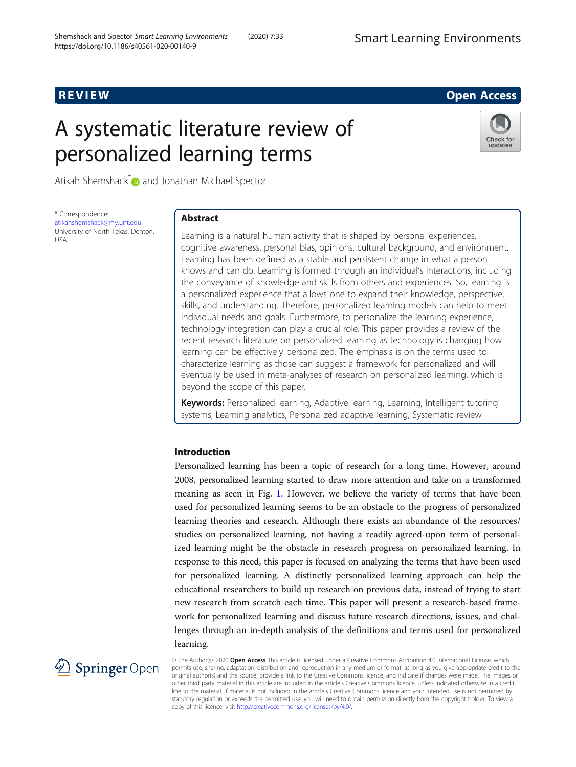# REVIEW

Open Access

# A systematic literature review of personalized learning terms

Atikah Shemshack[*] and Jonathan Michael Spector

\* Correspondence: atikahshemshack@my.unt.edu
University of North Texas, Denton, USA

## Abstract

Learning is a natural human activity that is shaped by personal experiences, cognitive awareness, personal bias, opinions, cultural background, and environment. Learning has been defined as a stable and persistent change in what a person knows and can do. Learning is formed through an individual's interactions, including the conveyance of knowledge and skills from others and experiences. So, learning is a personalized experience that allows one to expand their knowledge, perspective, skills, and understanding. Therefore, personalized learning models can help to meet individual needs and goals. Furthermore, to personalize the learning experience, technology integration can play a crucial role. This paper provides a review of the recent research literature on personalized learning as technology is changing how learning can be effectively personalized. The emphasis is on the terms used to characterize learning as those can suggest a framework for personalized and will eventually be used in meta-analyses of research on personalized learning, which is beyond the scope of this paper.

**Keywords:** Personalized learning, Adaptive learning, Learning, Intelligent tutoring systems, Learning analytics, Personalized adaptive learning, Systematic review

## Introduction

Personalized learning has been a topic of research for a long time. However, around 2008, personalized learning started to draw more attention and take on a transformed meaning as seen in Fig. 1. However, we believe the variety of terms that have been used for personalized learning seems to be an obstacle to the progress of personalized learning theories and research. Although there exists an abundance of the resources/ studies on personalized learning, not having a readily agreed-upon term of personalized learning might be the obstacle in research progress on personalized learning. In response to this need, this paper is focused on analyzing the terms that have been used for personalized learning. A distinctly personalized learning approach can help the educational researchers to build up research on previous data, instead of trying to start new research from scratch each time. This paper will present a research-based framework for personalized learning and discuss future research directions, issues, and challenges through an in-depth analysis of the definitions and terms used for personalized learning.

© The Author(s). 2020 **Open Access** This article is licensed under a Creative Commons Attribution 4.0 International License, which permits use, sharing, adaptation, distribution and reproduction in any medium or format, as long as you give appropriate credit to the original author(s) and the source, provide a link to the Creative Commons licence, and indicate if changes were made. The images or other third party material in this article are included in the article's Creative Commons licence, unless indicated otherwise in a credit line to the material. If material is not included in the article's Creative Commons licence and your intended use is not permitted by statutory regulation or exceeds the permitted use, you will need to obtain permission directly from the copyright holder. To view a copy of this licence, visit http://creativecommons.org/licenses/by/4.0/.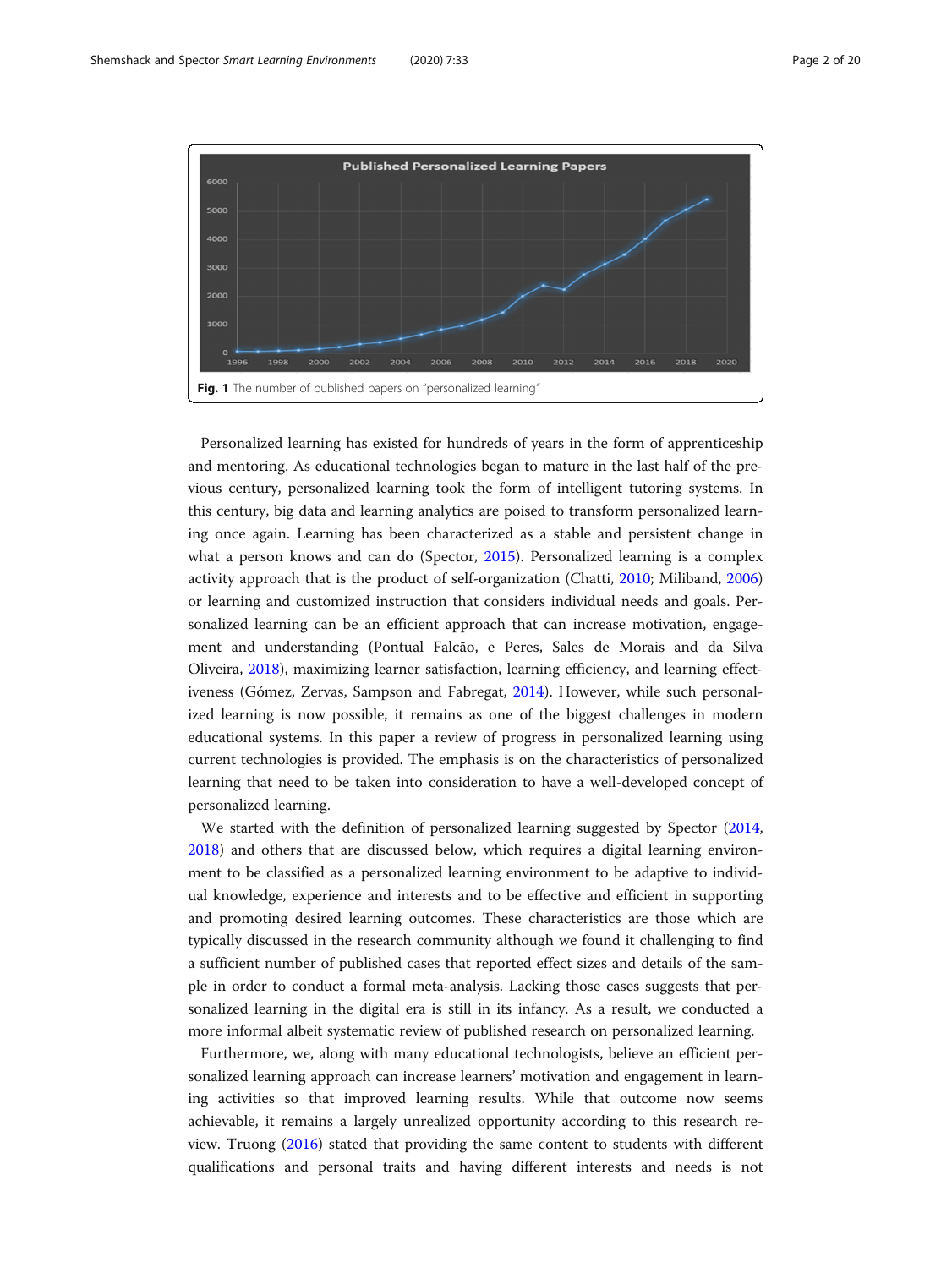Fig. 1 The number of published papers on "personalized learning"

Personalized learning has existed for hundreds of years in the form of apprenticeship and mentoring. As educational technologies began to mature in the last half of the previous century, personalized learning took the form of intelligent tutoring systems. In this century, big data and learning analytics are poised to transform personalized learning once again. Learning has been characterized as a stable and persistent change in what a person knows and can do (Spector, 2015). Personalized learning is a complex activity approach that is the product of self-organization (Chatti, 2010; Miliband, 2006) or learning and customized instruction that considers individual needs and goals. Personalized learning can be an efficient approach that can increase motivation, engagement and understanding (Pontual Falcão, e Peres, Sales de Morais and da Silva Oliveira, 2018), maximizing learner satisfaction, learning efficiency, and learning effectiveness (Gómez, Zervas, Sampson and Fabregat, 2014). However, while such personalized learning is now possible, it remains as one of the biggest challenges in modern educational systems. In this paper a review of progress in personalized learning using current technologies is provided. The emphasis is on the characteristics of personalized learning that need to be taken into consideration to have a well-developed concept of personalized learning.

We started with the definition of personalized learning suggested by Spector (2014, 2018) and others that are discussed below, which requires a digital learning environment to be classified as a personalized learning environment to be adaptive to individual knowledge, experience and interests and to be effective and efficient in supporting and promoting desired learning outcomes. These characteristics are those which are typically discussed in the research community although we found it challenging to find a sufficient number of published cases that reported effect sizes and details of the sample in order to conduct a formal meta-analysis. Lacking those cases suggests that personalized learning in the digital era is still in its infancy. As a result, we conducted a more informal albeit systematic review of published research on personalized learning.

Furthermore, we, along with many educational technologists, believe an efficient personalized learning approach can increase learners' motivation and engagement in learning activities so that improved learning results. While that outcome now seems achievable, it remains a largely unrealized opportunity according to this research review. Truong (2016) stated that providing the same content to students with different qualifications and personal traits and having different interests and needs is not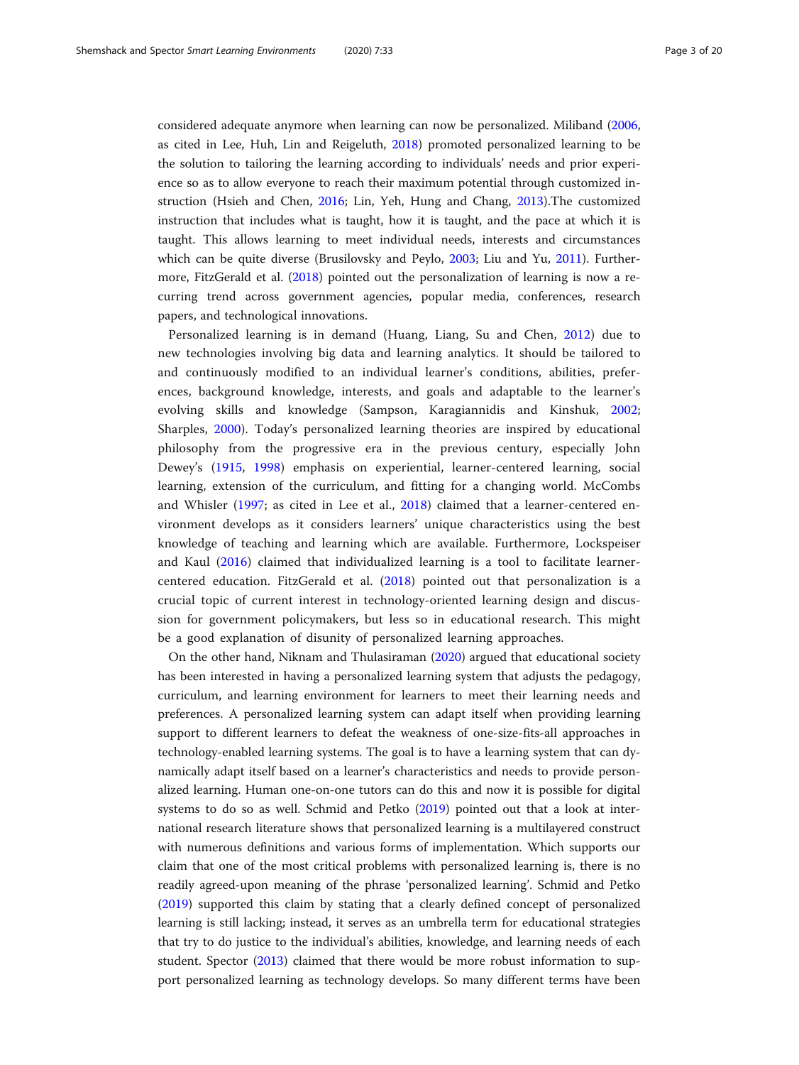considered adequate anymore when learning can now be personalized. Miliband (2006, as cited in Lee, Huh, Lin and Reigeluth, 2018) promoted personalized learning to be the solution to tailoring the learning according to individuals' needs and prior experience so as to allow everyone to reach their maximum potential through customized instruction (Hsieh and Chen, 2016; Lin, Yeh, Hung and Chang, 2013).The customized instruction that includes what is taught, how it is taught, and the pace at which it is taught. This allows learning to meet individual needs, interests and circumstances which can be quite diverse (Brusilovsky and Peylo, 2003; Liu and Yu, 2011). Furthermore, FitzGerald et al. (2018) pointed out the personalization of learning is now a recurring trend across government agencies, popular media, conferences, research papers, and technological innovations.

Personalized learning is in demand (Huang, Liang, Su and Chen, 2012) due to new technologies involving big data and learning analytics. It should be tailored to and continuously modified to an individual learner's conditions, abilities, preferences, background knowledge, interests, and goals and adaptable to the learner's evolving skills and knowledge (Sampson, Karagiannidis and Kinshuk, 2002; Sharples, 2000). Today's personalized learning theories are inspired by educational philosophy from the progressive era in the previous century, especially John Dewey's (1915, 1998) emphasis on experiential, learner-centered learning, social learning, extension of the curriculum, and fitting for a changing world. McCombs and Whisler (1997; as cited in Lee et al., 2018) claimed that a learner-centered environment develops as it considers learners' unique characteristics using the best knowledge of teaching and learning which are available. Furthermore, Lockspeiser and Kaul (2016) claimed that individualized learning is a tool to facilitate learner-centered education. FitzGerald et al. (2018) pointed out that personalization is a crucial topic of current interest in technology-oriented learning design and discussion for government policymakers, but less so in educational research. This might be a good explanation of disunity of personalized learning approaches.

On the other hand, Niknam and Thulasiraman (2020) argued that educational society has been interested in having a personalized learning system that adjusts the pedagogy, curriculum, and learning environment for learners to meet their learning needs and preferences. A personalized learning system can adapt itself when providing learning support to different learners to defeat the weakness of one-size-fits-all approaches in technology-enabled learning systems. The goal is to have a learning system that can dynamically adapt itself based on a learner's characteristics and needs to provide personalized learning. Human one-on-one tutors can do this and now it is possible for digital systems to do so as well. Schmid and Petko (2019) pointed out that a look at international research literature shows that personalized learning is a multilayered construct with numerous definitions and various forms of implementation. Which supports our claim that one of the most critical problems with personalized learning is, there is no readily agreed-upon meaning of the phrase 'personalized learning'. Schmid and Petko (2019) supported this claim by stating that a clearly defined concept of personalized learning is still lacking; instead, it serves as an umbrella term for educational strategies that try to do justice to the individual's abilities, knowledge, and learning needs of each student. Spector (2013) claimed that there would be more robust information to support personalized learning as technology develops. So many different terms have been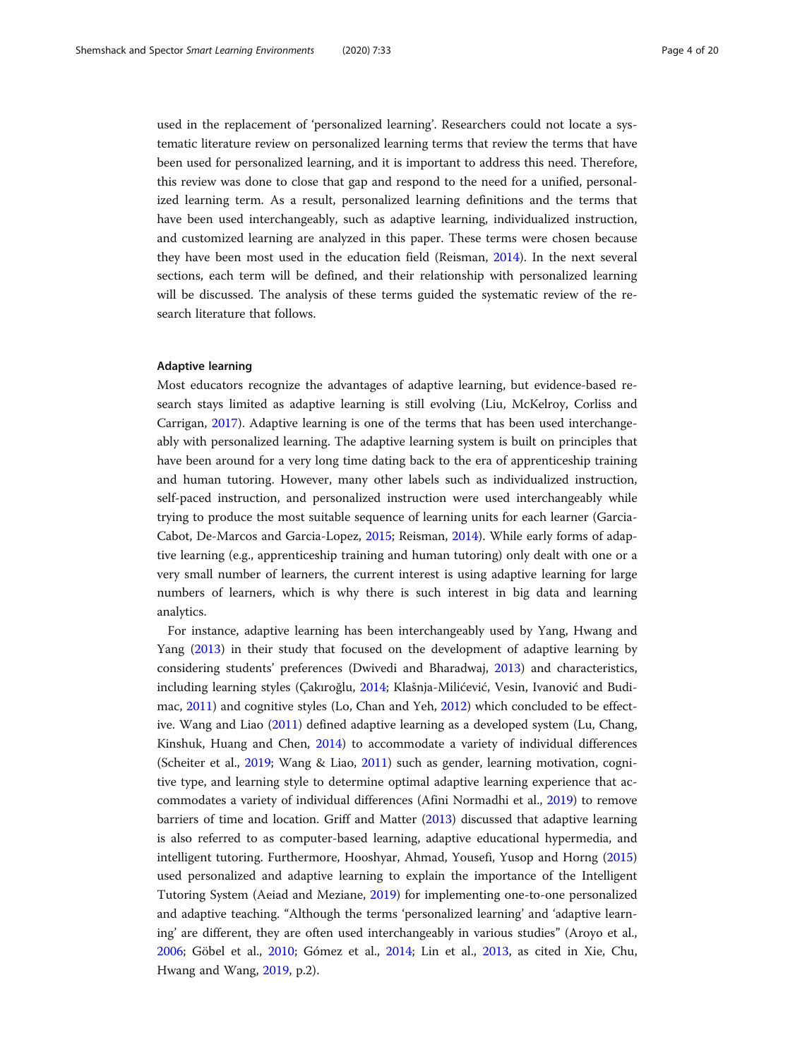used in the replacement of 'personalized learning'. Researchers could not locate a systematic literature review on personalized learning terms that review the terms that have been used for personalized learning, and it is important to address this need. Therefore, this review was done to close that gap and respond to the need for a unified, personalized learning term. As a result, personalized learning definitions and the terms that have been used interchangeably, such as adaptive learning, individualized instruction, and customized learning are analyzed in this paper. These terms were chosen because they have been most used in the education field (Reisman, 2014). In the next several sections, each term will be defined, and their relationship with personalized learning will be discussed. The analysis of these terms guided the systematic review of the research literature that follows.

### Adaptive learning

Most educators recognize the advantages of adaptive learning, but evidence-based research stays limited as adaptive learning is still evolving (Liu, McKelroy, Corliss and Carrigan, 2017). Adaptive learning is one of the terms that has been used interchangeably with personalized learning. The adaptive learning system is built on principles that have been around for a very long time dating back to the era of apprenticeship training and human tutoring. However, many other labels such as individualized instruction, self-paced instruction, and personalized instruction were used interchangeably while trying to produce the most suitable sequence of learning units for each learner (Garcia-Cabot, De-Marcos and Garcia-Lopez, 2015; Reisman, 2014). While early forms of adaptive learning (e.g., apprenticeship training and human tutoring) only dealt with one or a very small number of learners, the current interest is using adaptive learning for large numbers of learners, which is why there is such interest in big data and learning analytics.

For instance, adaptive learning has been interchangeably used by Yang, Hwang and Yang (2013) in their study that focused on the development of adaptive learning by considering students' preferences (Dwivedi and Bharadwaj, 2013) and characteristics, including learning styles (Çakıroğlu, 2014; Klašnja-Milićević, Vesin, Ivanović and Budimac, 2011) and cognitive styles (Lo, Chan and Yeh, 2012) which concluded to be effective. Wang and Liao (2011) defined adaptive learning as a developed system (Lu, Chang, Kinshuk, Huang and Chen, 2014) to accommodate a variety of individual differences (Scheiter et al., 2019; Wang & Liao, 2011) such as gender, learning motivation, cognitive type, and learning style to determine optimal adaptive learning experience that accommodates a variety of individual differences (Afini Normadhi et al., 2019) to remove barriers of time and location. Griff and Matter (2013) discussed that adaptive learning is also referred to as computer-based learning, adaptive educational hypermedia, and intelligent tutoring. Furthermore, Hooshyar, Ahmad, Yousefi, Yusop and Horng (2015) used personalized and adaptive learning to explain the importance of the Intelligent Tutoring System (Aeiad and Meziane, 2019) for implementing one-to-one personalized and adaptive teaching. "Although the terms 'personalized learning' and 'adaptive learning' are different, they are often used interchangeably in various studies" (Aroyo et al., 2006; Göbel et al., 2010; Gómez et al., 2014; Lin et al., 2013, as cited in Xie, Chu, Hwang and Wang, 2019, p.2).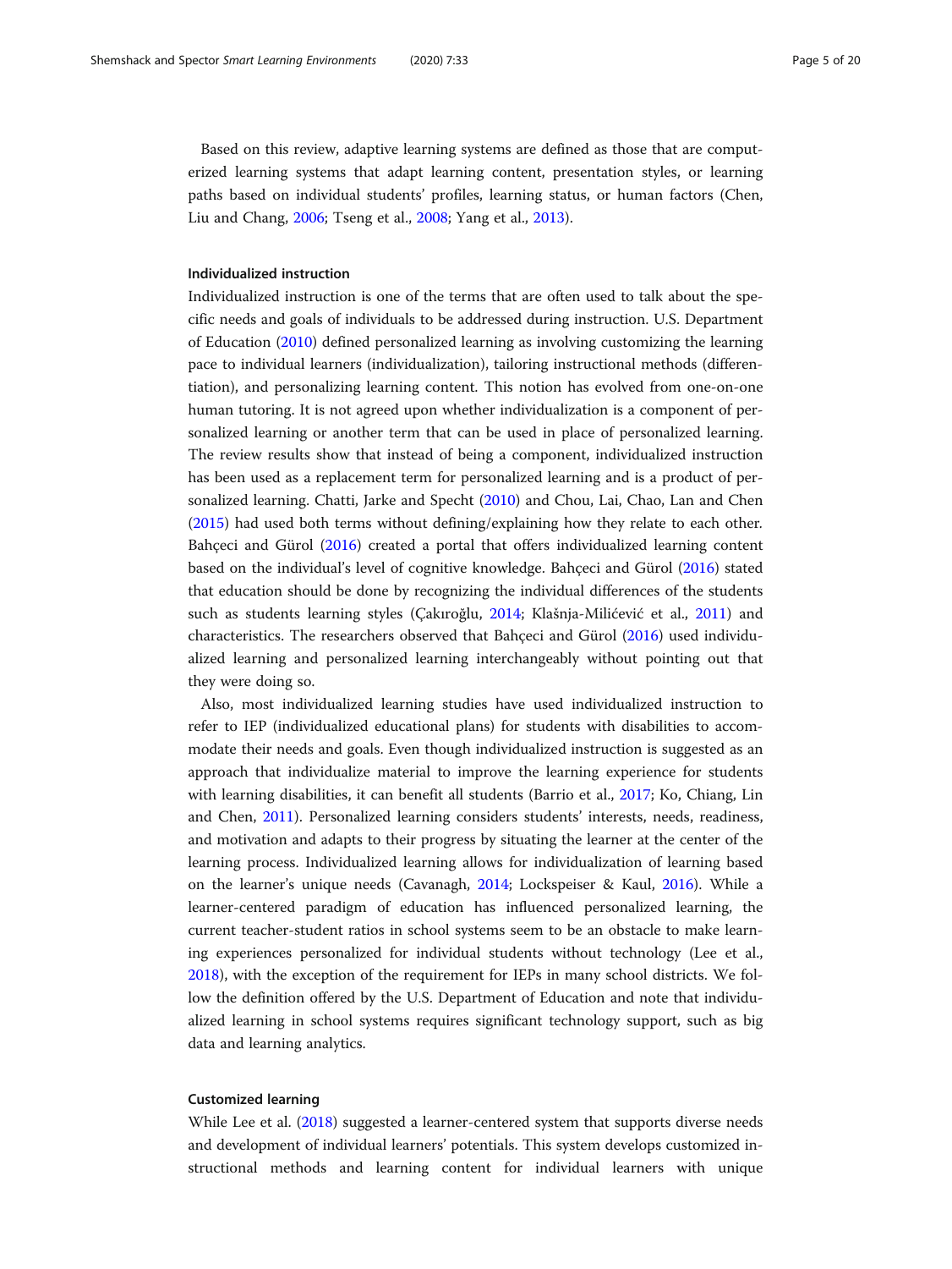Based on this review, adaptive learning systems are defined as those that are computerized learning systems that adapt learning content, presentation styles, or learning paths based on individual students' profiles, learning status, or human factors (Chen, Liu and Chang, 2006; Tseng et al., 2008; Yang et al., 2013).

#### Individualized instruction

Individualized instruction is one of the terms that are often used to talk about the specific needs and goals of individuals to be addressed during instruction. U.S. Department of Education (2010) defined personalized learning as involving customizing the learning pace to individual learners (individualization), tailoring instructional methods (differentiation), and personalizing learning content. This notion has evolved from one-on-one human tutoring. It is not agreed upon whether individualization is a component of personalized learning or another term that can be used in place of personalized learning. The review results show that instead of being a component, individualized instruction has been used as a replacement term for personalized learning and is a product of personalized learning. Chatti, Jarke and Specht (2010) and Chou, Lai, Chao, Lan and Chen (2015) had used both terms without defining/explaining how they relate to each other. Bahçeci and Gürol (2016) created a portal that offers individualized learning content based on the individual's level of cognitive knowledge. Bahçeci and Gürol (2016) stated that education should be done by recognizing the individual differences of the students such as students learning styles (Çakıroğlu, 2014; Klašnja-Milićević et al., 2011) and characteristics. The researchers observed that Bahçeci and Gürol (2016) used individualized learning and personalized learning interchangeably without pointing out that they were doing so.

Also, most individualized learning studies have used individualized instruction to refer to IEP (individualized educational plans) for students with disabilities to accommodate their needs and goals. Even though individualized instruction is suggested as an approach that individualize material to improve the learning experience for students with learning disabilities, it can benefit all students (Barrio et al., 2017; Ko, Chiang, Lin and Chen, 2011). Personalized learning considers students' interests, needs, readiness, and motivation and adapts to their progress by situating the learner at the center of the learning process. Individualized learning allows for individualization of learning based on the learner's unique needs (Cavanagh, 2014; Lockspeiser & Kaul, 2016). While a learner-centered paradigm of education has influenced personalized learning, the current teacher-student ratios in school systems seem to be an obstacle to make learning experiences personalized for individual students without technology (Lee et al., 2018), with the exception of the requirement for IEPs in many school districts. We follow the definition offered by the U.S. Department of Education and note that individualized learning in school systems requires significant technology support, such as big data and learning analytics.

#### Customized learning

While Lee et al. (2018) suggested a learner-centered system that supports diverse needs and development of individual learners' potentials. This system develops customized instructional methods and learning content for individual learners with unique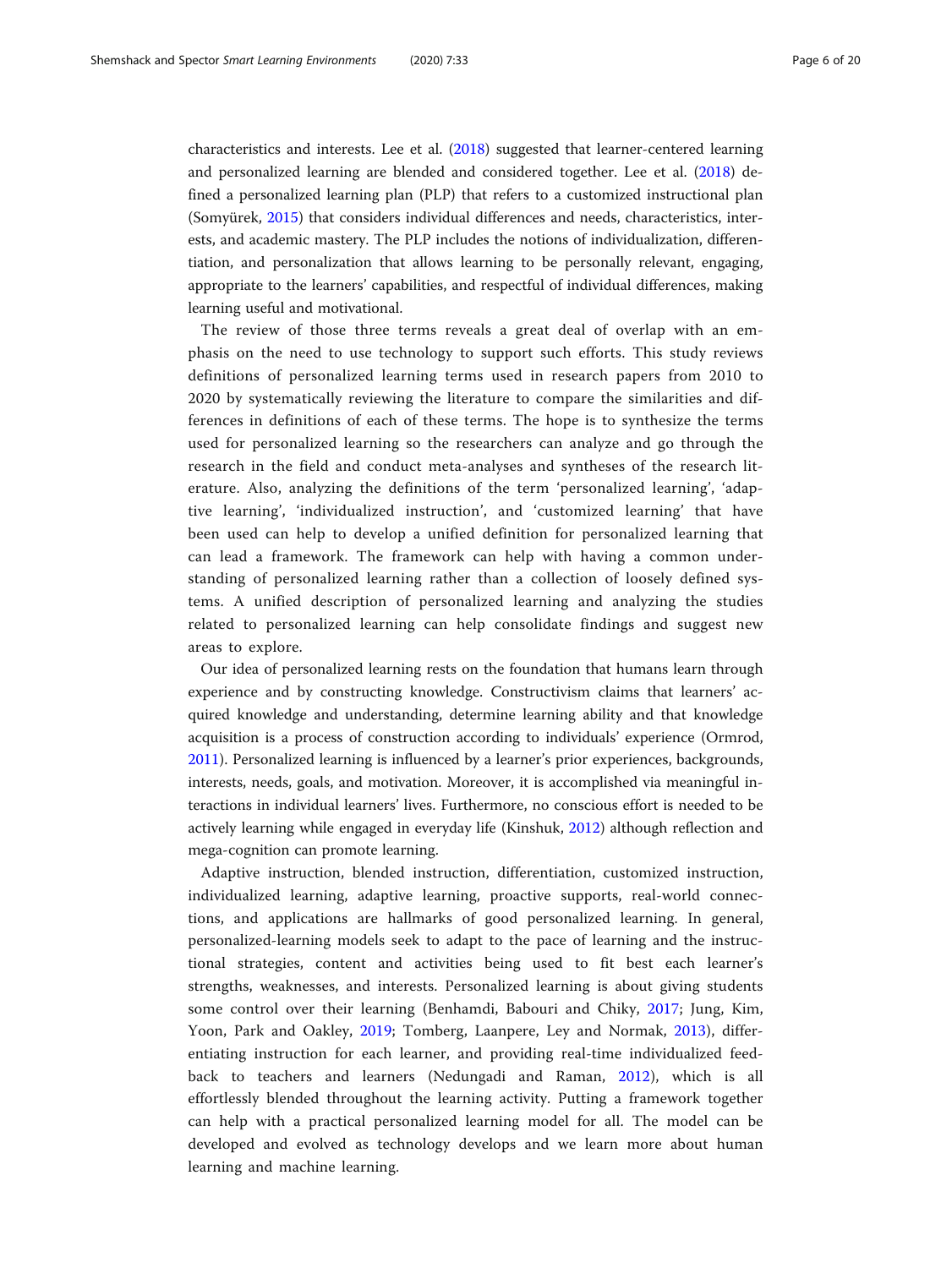characteristics and interests. Lee et al. (2018) suggested that learner-centered learning and personalized learning are blended and considered together. Lee et al. (2018) defined a personalized learning plan (PLP) that refers to a customized instructional plan (Somyürek, 2015) that considers individual differences and needs, characteristics, interests, and academic mastery. The PLP includes the notions of individualization, differentiation, and personalization that allows learning to be personally relevant, engaging, appropriate to the learners' capabilities, and respectful of individual differences, making learning useful and motivational.

The review of those three terms reveals a great deal of overlap with an emphasis on the need to use technology to support such efforts. This study reviews definitions of personalized learning terms used in research papers from 2010 to 2020 by systematically reviewing the literature to compare the similarities and differences in definitions of each of these terms. The hope is to synthesize the terms used for personalized learning so the researchers can analyze and go through the research in the field and conduct meta-analyses and syntheses of the research literature. Also, analyzing the definitions of the term 'personalized learning', 'adaptive learning', 'individualized instruction', and 'customized learning' that have been used can help to develop a unified definition for personalized learning that can lead a framework. The framework can help with having a common understanding of personalized learning rather than a collection of loosely defined systems. A unified description of personalized learning and analyzing the studies related to personalized learning can help consolidate findings and suggest new areas to explore.

Our idea of personalized learning rests on the foundation that humans learn through experience and by constructing knowledge. Constructivism claims that learners' acquired knowledge and understanding, determine learning ability and that knowledge acquisition is a process of construction according to individuals' experience (Ormrod, 2011). Personalized learning is influenced by a learner's prior experiences, backgrounds, interests, needs, goals, and motivation. Moreover, it is accomplished via meaningful interactions in individual learners' lives. Furthermore, no conscious effort is needed to be actively learning while engaged in everyday life (Kinshuk, 2012) although reflection and mega-cognition can promote learning.

Adaptive instruction, blended instruction, differentiation, customized instruction, individualized learning, adaptive learning, proactive supports, real-world connections, and applications are hallmarks of good personalized learning. In general, personalized-learning models seek to adapt to the pace of learning and the instructional strategies, content and activities being used to fit best each learner's strengths, weaknesses, and interests. Personalized learning is about giving students some control over their learning (Benhamdi, Babouri and Chiky, 2017; Jung, Kim, Yoon, Park and Oakley, 2019; Tomberg, Laanpere, Ley and Normak, 2013), differentiating instruction for each learner, and providing real-time individualized feedback to teachers and learners (Nedungadi and Raman, 2012), which is all effortlessly blended throughout the learning activity. Putting a framework together can help with a practical personalized learning model for all. The model can be developed and evolved as technology develops and we learn more about human learning and machine learning.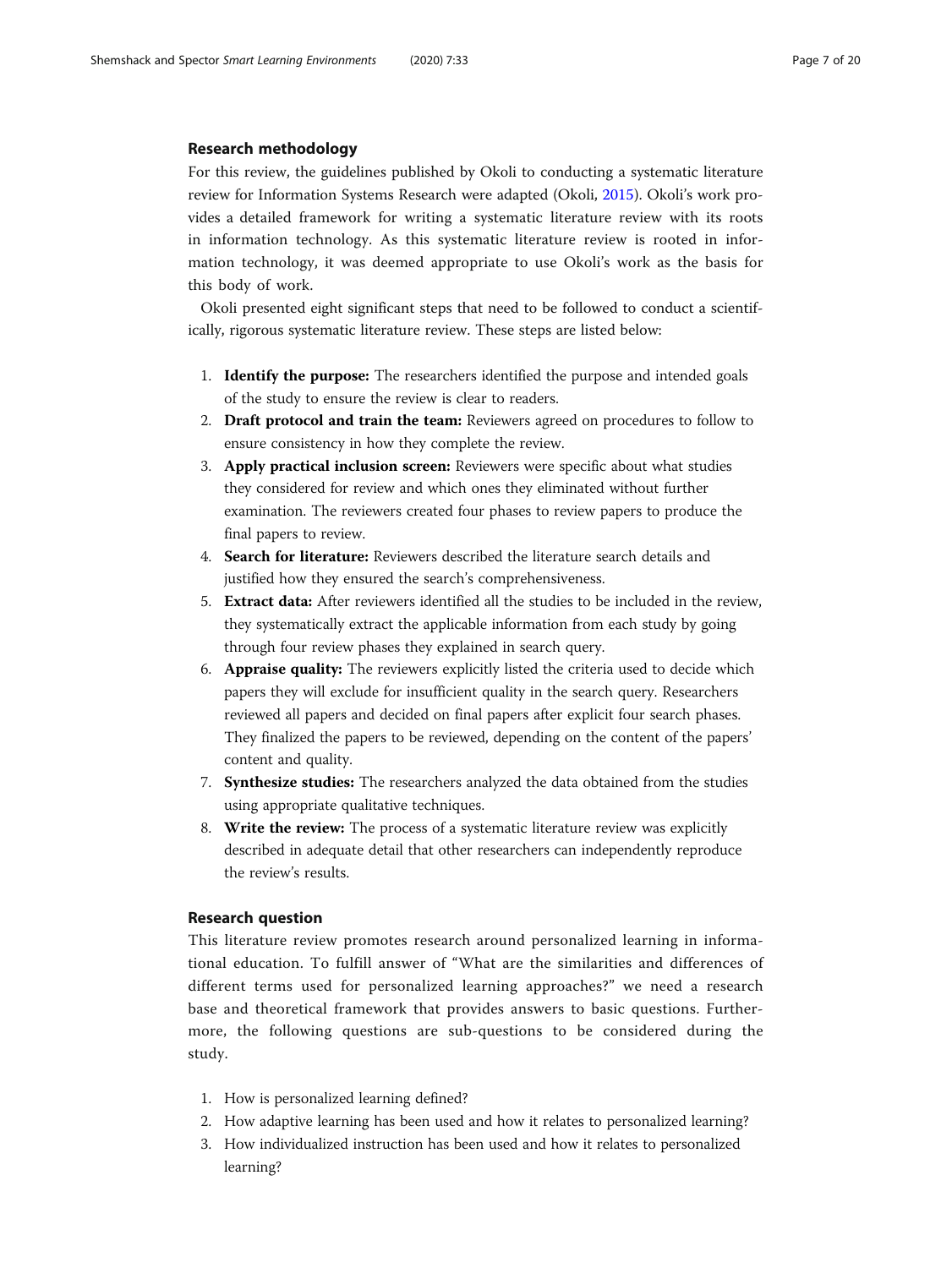## Research methodology

For this review, the guidelines published by Okoli to conducting a systematic literature review for Information Systems Research were adapted (Okoli, 2015). Okoli's work provides a detailed framework for writing a systematic literature review with its roots in information technology. As this systematic literature review is rooted in information technology, it was deemed appropriate to use Okoli's work as the basis for this body of work.

Okoli presented eight significant steps that need to be followed to conduct a scientifically, rigorous systematic literature review. These steps are listed below:

1. **Identify the purpose:** The researchers identified the purpose and intended goals of the study to ensure the review is clear to readers.
2. **Draft protocol and train the team:** Reviewers agreed on procedures to follow to ensure consistency in how they complete the review.
3. **Apply practical inclusion screen:** Reviewers were specific about what studies they considered for review and which ones they eliminated without further examination. The reviewers created four phases to review papers to produce the final papers to review.
4. **Search for literature:** Reviewers described the literature search details and justified how they ensured the search's comprehensiveness.
5. **Extract data:** After reviewers identified all the studies to be included in the review, they systematically extract the applicable information from each study by going through four review phases they explained in search query.
6. **Appraise quality:** The reviewers explicitly listed the criteria used to decide which papers they will exclude for insufficient quality in the search query. Researchers reviewed all papers and decided on final papers after explicit four search phases. They finalized the papers to be reviewed, depending on the content of the papers' content and quality.
7. **Synthesize studies:** The researchers analyzed the data obtained from the studies using appropriate qualitative techniques.
8. **Write the review:** The process of a systematic literature review was explicitly described in adequate detail that other researchers can independently reproduce the review's results.

## Research question

This literature review promotes research around personalized learning in informational education. To fulfill answer of "What are the similarities and differences of different terms used for personalized learning approaches?" we need a research base and theoretical framework that provides answers to basic questions. Furthermore, the following questions are sub-questions to be considered during the study.

1. How is personalized learning defined?
2. How adaptive learning has been used and how it relates to personalized learning?
3. How individualized instruction has been used and how it relates to personalized learning?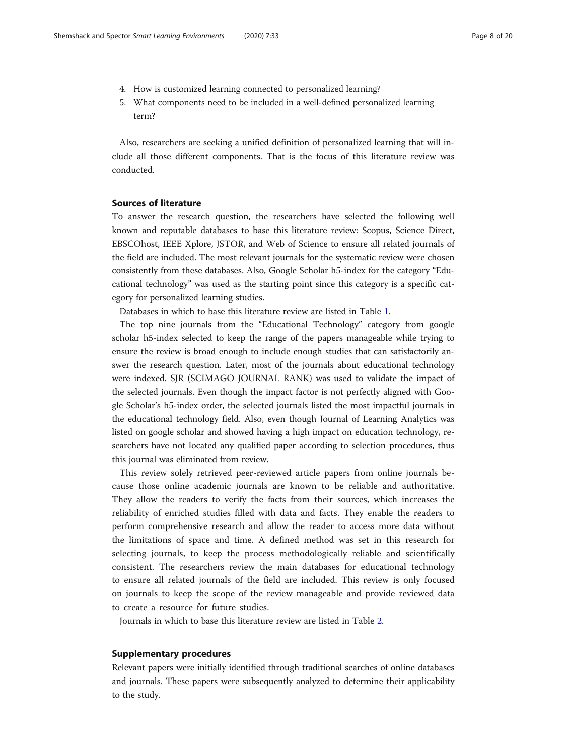4. How is customized learning connected to personalized learning?
5. What components need to be included in a well-defined personalized learning term?

Also, researchers are seeking a unified definition of personalized learning that will include all those different components. That is the focus of this literature review was conducted.

## Sources of literature

To answer the research question, the researchers have selected the following well known and reputable databases to base this literature review: Scopus, Science Direct, EBSCOhost, IEEE Xplore, JSTOR, and Web of Science to ensure all related journals of the field are included. The most relevant journals for the systematic review were chosen consistently from these databases. Also, Google Scholar h5-index for the category "Educational technology" was used as the starting point since this category is a specific category for personalized learning studies.

Databases in which to base this literature review are listed in Table 1.

The top nine journals from the "Educational Technology" category from google scholar h5-index selected to keep the range of the papers manageable while trying to ensure the review is broad enough to include enough studies that can satisfactorily answer the research question. Later, most of the journals about educational technology were indexed. SJR (SCIMAGO JOURNAL RANK) was used to validate the impact of the selected journals. Even though the impact factor is not perfectly aligned with Google Scholar's h5-index order, the selected journals listed the most impactful journals in the educational technology field. Also, even though Journal of Learning Analytics was listed on google scholar and showed having a high impact on education technology, researchers have not located any qualified paper according to selection procedures, thus this journal was eliminated from review.

This review solely retrieved peer-reviewed article papers from online journals because those online academic journals are known to be reliable and authoritative. They allow the readers to verify the facts from their sources, which increases the reliability of enriched studies filled with data and facts. They enable the readers to perform comprehensive research and allow the reader to access more data without the limitations of space and time. A defined method was set in this research for selecting journals, to keep the process methodologically reliable and scientifically consistent. The researchers review the main databases for educational technology to ensure all related journals of the field are included. This review is only focused on journals to keep the scope of the review manageable and provide reviewed data to create a resource for future studies.

Journals in which to base this literature review are listed in Table 2.

## Supplementary procedures

Relevant papers were initially identified through traditional searches of online databases and journals. These papers were subsequently analyzed to determine their applicability to the study.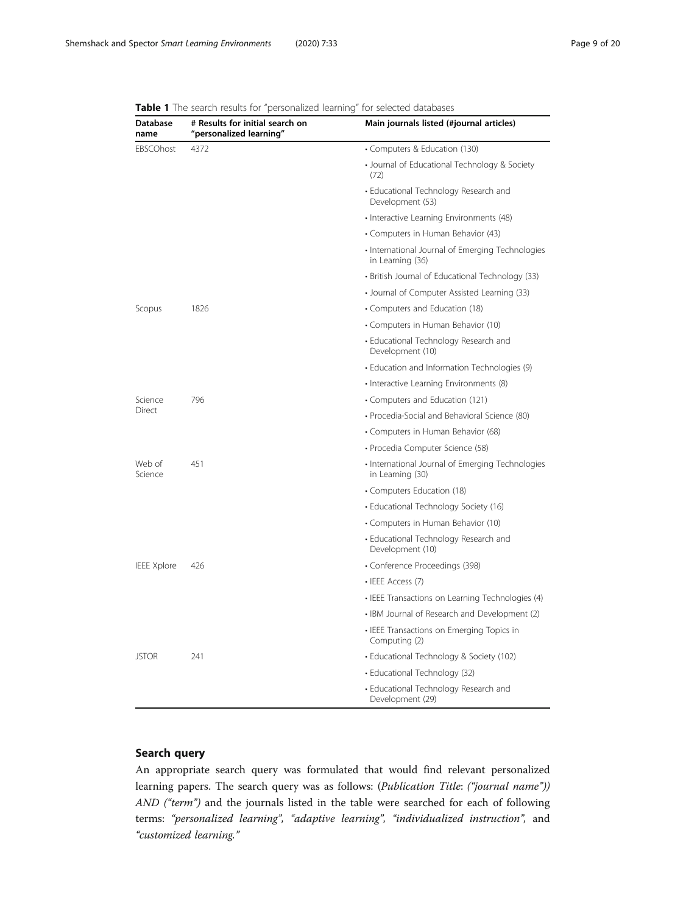**Table 1** The search results for "personalized learning" for selected databases

| Database name | # Results for initial search on "personalized learning" | Main journals listed (#journal articles) |
| --- | --- | --- |
| EBSCOhost | 4372 | • Computers & Education (130) |
| | | • Journal of Educational Technology & Society (72) |
| | | • Educational Technology Research and Development (53) |
| | | • Interactive Learning Environments (48) |
| | | • Computers in Human Behavior (43) |
| | | • International Journal of Emerging Technologies in Learning (36) |
| | | • British Journal of Educational Technology (33) |
| | | • Journal of Computer Assisted Learning (33) |
| Scopus | 1826 | • Computers and Education (18) |
| | | • Computers in Human Behavior (10) |
| | | • Educational Technology Research and Development (10) |
| | | • Education and Information Technologies (9) |
| | | • Interactive Learning Environments (8) |
| Science Direct | 796 | • Computers and Education (121) |
| | | • Procedia-Social and Behavioral Science (80) |
| | | • Computers in Human Behavior (68) |
| | | • Procedia Computer Science (58) |
| Web of Science | 451 | • International Journal of Emerging Technologies in Learning (30) |
| | | • Computers Education (18) |
| | | • Educational Technology Society (16) |
| | | • Computers in Human Behavior (10) |
| | | • Educational Technology Research and Development (10) |
| IEEE Xplore | 426 | • Conference Proceedings (398) |
| | | • IEEE Access (7) |
| | | • IEEE Transactions on Learning Technologies (4) |
| | | • IBM Journal of Research and Development (2) |
| | | • IEEE Transactions on Emerging Topics in Computing (2) |
| JSTOR | 241 | • Educational Technology & Society (102) |
| | | • Educational Technology (32) |
| | | • Educational Technology Research and Development (29) |

## Search query

An appropriate search query was formulated that would find relevant personalized learning papers. The search query was as follows: (*Publication Title*: *("journal name"))* *AND ("term")* and the journals listed in the table were searched for each of following terms: *"personalized learning", "adaptive learning", "individualized instruction",* and *"customized learning."*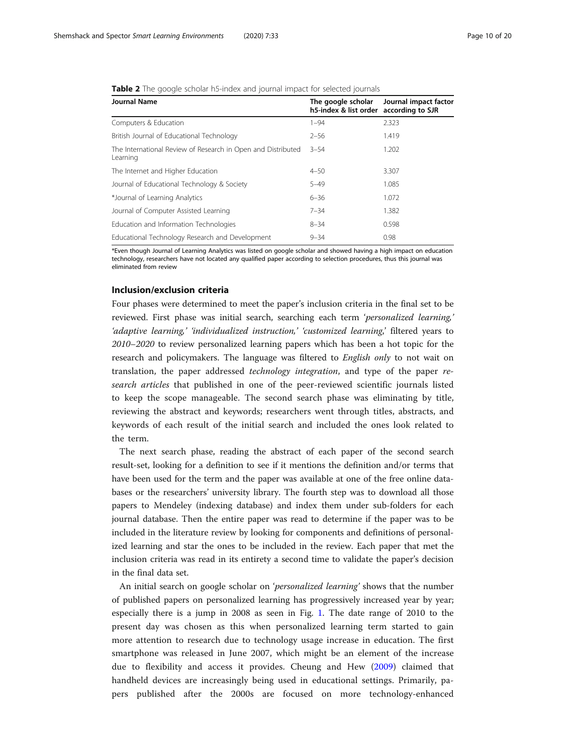**Table 2** The google scholar h5-index and journal impact for selected journals

| Journal Name | The google scholar h5-index & list order | Journal impact factor according to SJR |
|---|---|---|
| Computers & Education | 1–94 | 2.323 |
| British Journal of Educational Technology | 2–56 | 1.419 |
| The International Review of Research in Open and Distributed Learning | 3–54 | 1.202 |
| The Internet and Higher Education | 4–50 | 3.307 |
| Journal of Educational Technology & Society | 5–49 | 1.085 |
| *Journal of Learning Analytics | 6–36 | 1.072 |
| Journal of Computer Assisted Learning | 7–34 | 1.382 |
| Education and Information Technologies | 8–34 | 0.598 |
| Educational Technology Research and Development | 9–34 | 0.98 |

*Even though Journal of Learning Analytics was listed on google scholar and showed having a high impact on education technology, researchers have not located any qualified paper according to selection procedures, thus this journal was eliminated from review

### Inclusion/exclusion criteria

Four phases were determined to meet the paper's inclusion criteria in the final set to be reviewed. First phase was initial search, searching each term '*personalized learning,*' '*adaptive learning,*' '*individualized instruction,*' '*customized learning*,' filtered years to *2010–2020* to review personalized learning papers which has been a hot topic for the research and policymakers. The language was filtered to *English only* to not wait on translation, the paper addressed *technology integration*, and type of the paper *research articles* that published in one of the peer-reviewed scientific journals listed to keep the scope manageable. The second search phase was eliminating by title, reviewing the abstract and keywords; researchers went through titles, abstracts, and keywords of each result of the initial search and included the ones look related to the term.

The next search phase, reading the abstract of each paper of the second search result-set, looking for a definition to see if it mentions the definition and/or terms that have been used for the term and the paper was available at one of the free online databases or the researchers' university library. The fourth step was to download all those papers to Mendeley (indexing database) and index them under sub-folders for each journal database. Then the entire paper was read to determine if the paper was to be included in the literature review by looking for components and definitions of personalized learning and star the ones to be included in the review. Each paper that met the inclusion criteria was read in its entirety a second time to validate the paper's decision in the final data set.

An initial search on google scholar on '*personalized learning*' shows that the number of published papers on personalized learning has progressively increased year by year; especially there is a jump in 2008 as seen in Fig. 1. The date range of 2010 to the present day was chosen as this when personalized learning term started to gain more attention to research due to technology usage increase in education. The first smartphone was released in June 2007, which might be an element of the increase due to flexibility and access it provides. Cheung and Hew (2009) claimed that handheld devices are increasingly being used in educational settings. Primarily, papers published after the 2000s are focused on more technology-enhanced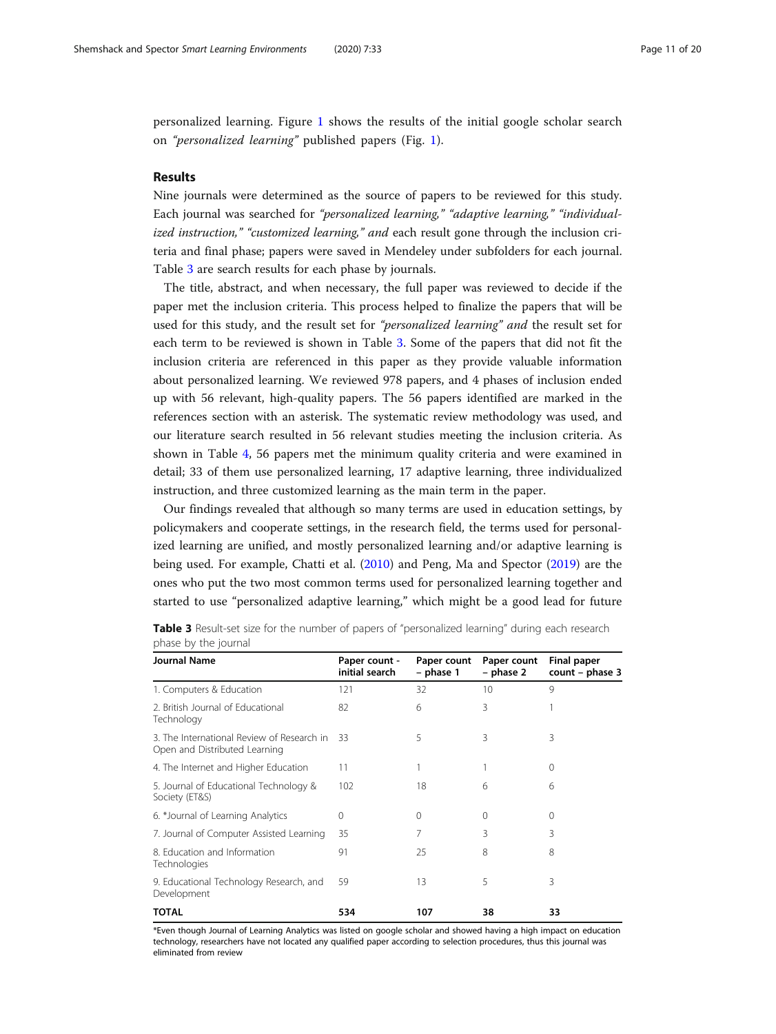personalized learning. Figure 1 shows the results of the initial google scholar search on *"personalized learning"* published papers (Fig. 1).

## Results

Nine journals were determined as the source of papers to be reviewed for this study. Each journal was searched for *"personalized learning," "adaptive learning," "individualized instruction," "customized learning," and* each result gone through the inclusion criteria and final phase; papers were saved in Mendeley under subfolders for each journal. Table 3 are search results for each phase by journals.

The title, abstract, and when necessary, the full paper was reviewed to decide if the paper met the inclusion criteria. This process helped to finalize the papers that will be used for this study, and the result set for *"personalized learning" and* the result set for each term to be reviewed is shown in Table 3. Some of the papers that did not fit the inclusion criteria are referenced in this paper as they provide valuable information about personalized learning. We reviewed 978 papers, and 4 phases of inclusion ended up with 56 relevant, high-quality papers. The 56 papers identified are marked in the references section with an asterisk. The systematic review methodology was used, and our literature search resulted in 56 relevant studies meeting the inclusion criteria. As shown in Table 4, 56 papers met the minimum quality criteria and were examined in detail; 33 of them use personalized learning, 17 adaptive learning, three individualized instruction, and three customized learning as the main term in the paper.

Our findings revealed that although so many terms are used in education settings, by policymakers and cooperate settings, in the research field, the terms used for personalized learning are unified, and mostly personalized learning and/or adaptive learning is being used. For example, Chatti et al. (2010) and Peng, Ma and Spector (2019) are the ones who put the two most common terms used for personalized learning together and started to use "personalized adaptive learning," which might be a good lead for future

**Table 3** Result-set size for the number of papers of "personalized learning" during each research phase by the journal

| Journal Name | Paper count - initial search | Paper count – phase 1 | Paper count – phase 2 | Final paper count – phase 3 |
|---|---|---|---|---|
| 1. Computers & Education | 121 | 32 | 10 | 9 |
| 2. British Journal of Educational Technology | 82 | 6 | 3 | 1 |
| 3. The International Review of Research in Open and Distributed Learning | 33 | 5 | 3 | 3 |
| 4. The Internet and Higher Education | 11 | 1 | 1 | 0 |
| 5. Journal of Educational Technology & Society (ET&S) | 102 | 18 | 6 | 6 |
| 6. *Journal of Learning Analytics | 0 | 0 | 0 | 0 |
| 7. Journal of Computer Assisted Learning | 35 | 7 | 3 | 3 |
| 8. Education and Information Technologies | 91 | 25 | 8 | 8 |
| 9. Educational Technology Research, and Development | 59 | 13 | 5 | 3 |
| **TOTAL** | **534** | **107** | **38** | **33** |

*Even though Journal of Learning Analytics was listed on google scholar and showed having a high impact on education technology, researchers have not located any qualified paper according to selection procedures, thus this journal was eliminated from review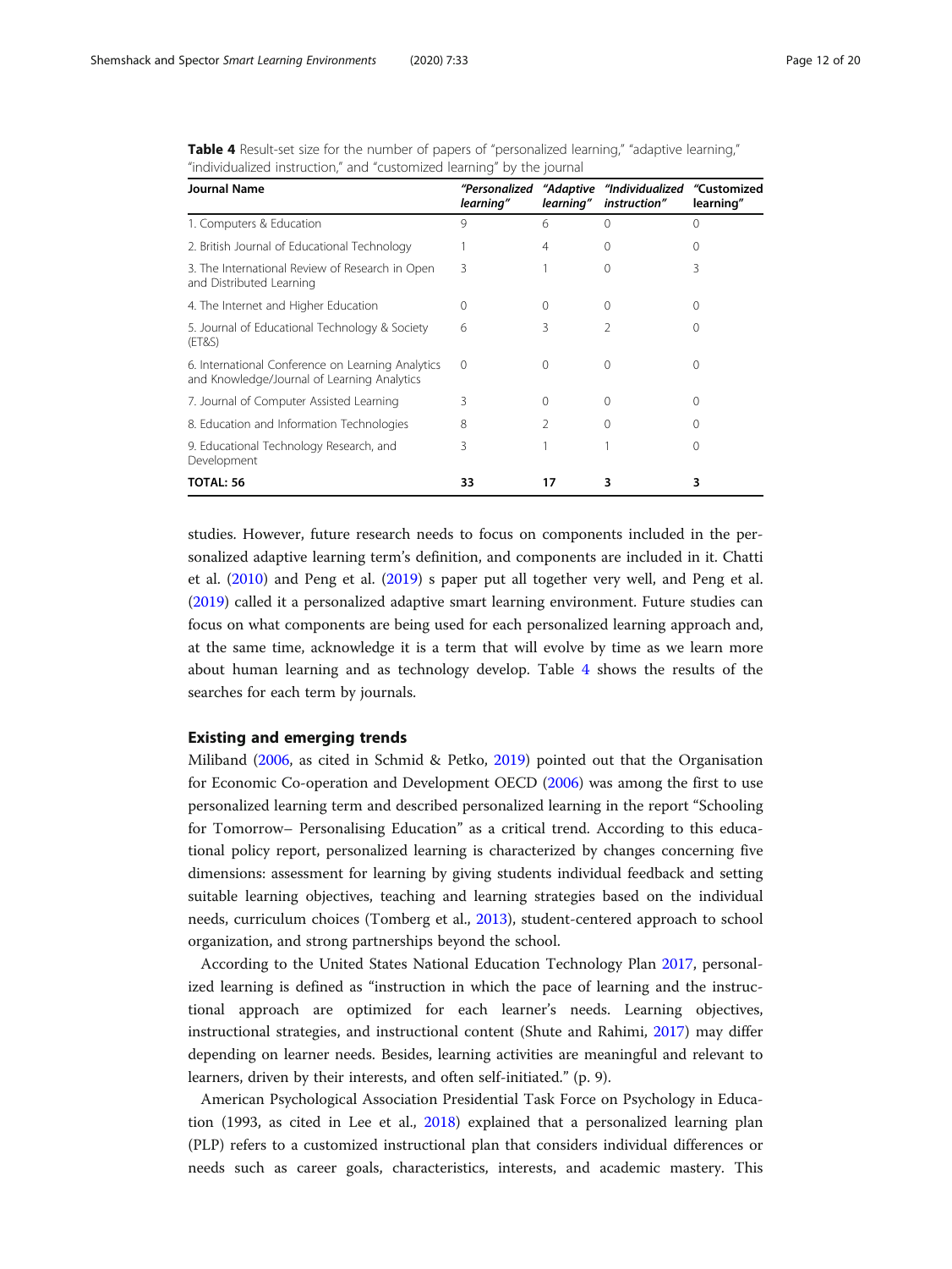**Table 4** Result-set size for the number of papers of "personalized learning," "adaptive learning," "individualized instruction," and "customized learning" by the journal

| Journal Name | *"Personalized learning"* | *"Adaptive learning"* | *"Individualized instruction"* | *"Customized learning"* |
|---|---|---|---|---|
| 1. Computers & Education | 9 | 6 | 0 | 0 |
| 2. British Journal of Educational Technology | 1 | 4 | 0 | 0 |
| 3. The International Review of Research in Open and Distributed Learning | 3 | 1 | 0 | 3 |
| 4. The Internet and Higher Education | 0 | 0 | 0 | 0 |
| 5. Journal of Educational Technology & Society (ET&S) | 6 | 3 | 2 | 0 |
| 6. International Conference on Learning Analytics and Knowledge/Journal of Learning Analytics | 0 | 0 | 0 | 0 |
| 7. Journal of Computer Assisted Learning | 3 | 0 | 0 | 0 |
| 8. Education and Information Technologies | 8 | 2 | 0 | 0 |
| 9. Educational Technology Research, and Development | 3 | 1 | 1 | 0 |
| **TOTAL: 56** | **33** | **17** | **3** | **3** |

studies. However, future research needs to focus on components included in the personalized adaptive learning term's definition, and components are included in it. Chatti et al. (2010) and Peng et al. (2019) s paper put all together very well, and Peng et al. (2019) called it a personalized adaptive smart learning environment. Future studies can focus on what components are being used for each personalized learning approach and, at the same time, acknowledge it is a term that will evolve by time as we learn more about human learning and as technology develop. Table 4 shows the results of the searches for each term by journals.

## Existing and emerging trends

Miliband (2006, as cited in Schmid & Petko, 2019) pointed out that the Organisation for Economic Co-operation and Development OECD (2006) was among the first to use personalized learning term and described personalized learning in the report "Schooling for Tomorrow– Personalising Education" as a critical trend. According to this educational policy report, personalized learning is characterized by changes concerning five dimensions: assessment for learning by giving students individual feedback and setting suitable learning objectives, teaching and learning strategies based on the individual needs, curriculum choices (Tomberg et al., 2013), student-centered approach to school organization, and strong partnerships beyond the school.

According to the United States National Education Technology Plan 2017, personalized learning is defined as "instruction in which the pace of learning and the instructional approach are optimized for each learner's needs. Learning objectives, instructional strategies, and instructional content (Shute and Rahimi, 2017) may differ depending on learner needs. Besides, learning activities are meaningful and relevant to learners, driven by their interests, and often self-initiated." (p. 9).

American Psychological Association Presidential Task Force on Psychology in Education (1993, as cited in Lee et al., 2018) explained that a personalized learning plan (PLP) refers to a customized instructional plan that considers individual differences or needs such as career goals, characteristics, interests, and academic mastery. This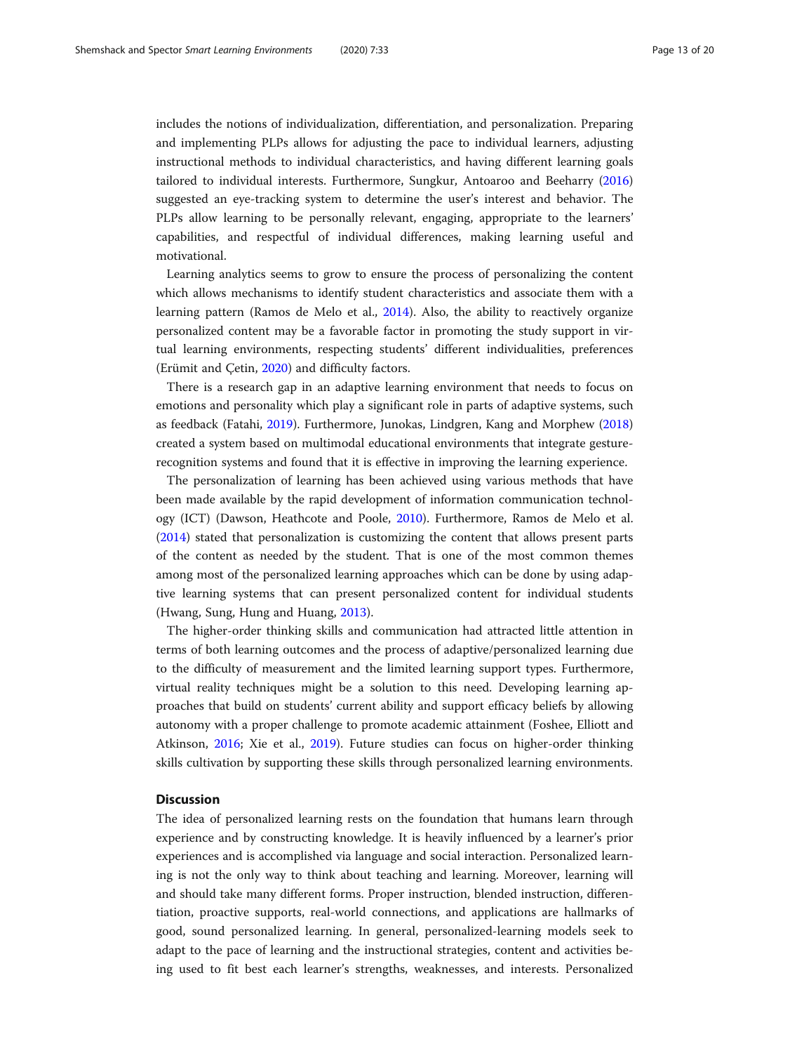includes the notions of individualization, differentiation, and personalization. Preparing and implementing PLPs allows for adjusting the pace to individual learners, adjusting instructional methods to individual characteristics, and having different learning goals tailored to individual interests. Furthermore, Sungkur, Antoaroo and Beeharry (2016) suggested an eye-tracking system to determine the user's interest and behavior. The PLPs allow learning to be personally relevant, engaging, appropriate to the learners' capabilities, and respectful of individual differences, making learning useful and motivational.

Learning analytics seems to grow to ensure the process of personalizing the content which allows mechanisms to identify student characteristics and associate them with a learning pattern (Ramos de Melo et al., 2014). Also, the ability to reactively organize personalized content may be a favorable factor in promoting the study support in virtual learning environments, respecting students' different individualities, preferences (Erümit and Çetin, 2020) and difficulty factors.

There is a research gap in an adaptive learning environment that needs to focus on emotions and personality which play a significant role in parts of adaptive systems, such as feedback (Fatahi, 2019). Furthermore, Junokas, Lindgren, Kang and Morphew (2018) created a system based on multimodal educational environments that integrate gesture-recognition systems and found that it is effective in improving the learning experience.

The personalization of learning has been achieved using various methods that have been made available by the rapid development of information communication technology (ICT) (Dawson, Heathcote and Poole, 2010). Furthermore, Ramos de Melo et al. (2014) stated that personalization is customizing the content that allows present parts of the content as needed by the student. That is one of the most common themes among most of the personalized learning approaches which can be done by using adaptive learning systems that can present personalized content for individual students (Hwang, Sung, Hung and Huang, 2013).

The higher-order thinking skills and communication had attracted little attention in terms of both learning outcomes and the process of adaptive/personalized learning due to the difficulty of measurement and the limited learning support types. Furthermore, virtual reality techniques might be a solution to this need. Developing learning approaches that build on students' current ability and support efficacy beliefs by allowing autonomy with a proper challenge to promote academic attainment (Foshee, Elliott and Atkinson, 2016; Xie et al., 2019). Future studies can focus on higher-order thinking skills cultivation by supporting these skills through personalized learning environments.

## Discussion

The idea of personalized learning rests on the foundation that humans learn through experience and by constructing knowledge. It is heavily influenced by a learner's prior experiences and is accomplished via language and social interaction. Personalized learning is not the only way to think about teaching and learning. Moreover, learning will and should take many different forms. Proper instruction, blended instruction, differentiation, proactive supports, real-world connections, and applications are hallmarks of good, sound personalized learning. In general, personalized-learning models seek to adapt to the pace of learning and the instructional strategies, content and activities being used to fit best each learner's strengths, weaknesses, and interests. Personalized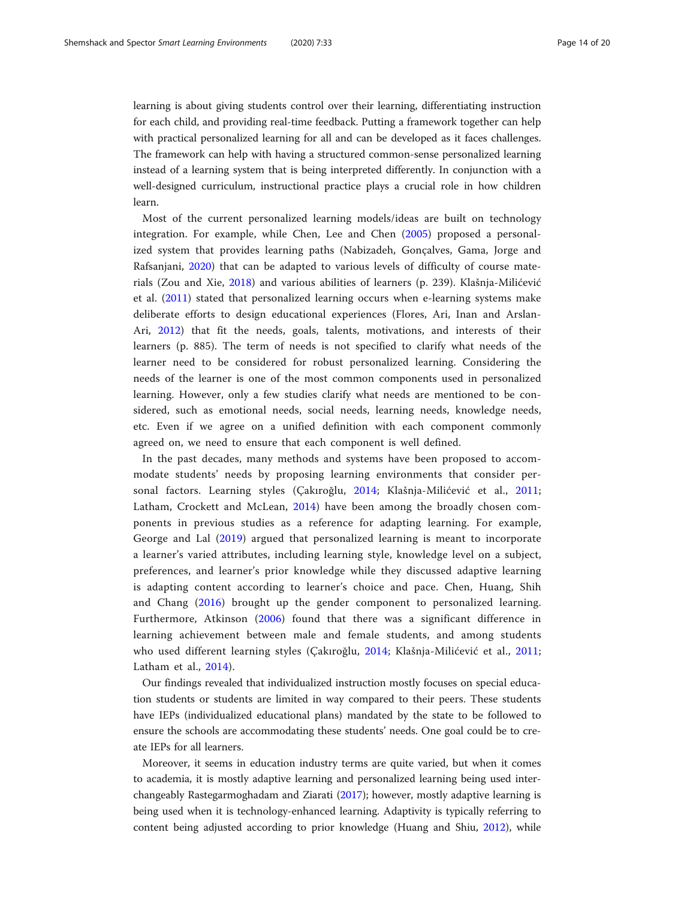learning is about giving students control over their learning, differentiating instruction for each child, and providing real-time feedback. Putting a framework together can help with practical personalized learning for all and can be developed as it faces challenges. The framework can help with having a structured common-sense personalized learning instead of a learning system that is being interpreted differently. In conjunction with a well-designed curriculum, instructional practice plays a crucial role in how children learn.

Most of the current personalized learning models/ideas are built on technology integration. For example, while Chen, Lee and Chen (2005) proposed a personalized system that provides learning paths (Nabizadeh, Gonçalves, Gama, Jorge and Rafsanjani, 2020) that can be adapted to various levels of difficulty of course materials (Zou and Xie, 2018) and various abilities of learners (p. 239). Klašnja-Milićević et al. (2011) stated that personalized learning occurs when e-learning systems make deliberate efforts to design educational experiences (Flores, Ari, Inan and Arslan-Ari, 2012) that fit the needs, goals, talents, motivations, and interests of their learners (p. 885). The term of needs is not specified to clarify what needs of the learner need to be considered for robust personalized learning. Considering the needs of the learner is one of the most common components used in personalized learning. However, only a few studies clarify what needs are mentioned to be considered, such as emotional needs, social needs, learning needs, knowledge needs, etc. Even if we agree on a unified definition with each component commonly agreed on, we need to ensure that each component is well defined.

In the past decades, many methods and systems have been proposed to accommodate students' needs by proposing learning environments that consider personal factors. Learning styles (Çakıroğlu, 2014; Klašnja-Milićević et al., 2011; Latham, Crockett and McLean, 2014) have been among the broadly chosen components in previous studies as a reference for adapting learning. For example, George and Lal (2019) argued that personalized learning is meant to incorporate a learner's varied attributes, including learning style, knowledge level on a subject, preferences, and learner's prior knowledge while they discussed adaptive learning is adapting content according to learner's choice and pace. Chen, Huang, Shih and Chang (2016) brought up the gender component to personalized learning. Furthermore, Atkinson (2006) found that there was a significant difference in learning achievement between male and female students, and among students who used different learning styles (Çakıroğlu, 2014; Klašnja-Milićević et al., 2011; Latham et al., 2014).

Our findings revealed that individualized instruction mostly focuses on special education students or students are limited in way compared to their peers. These students have IEPs (individualized educational plans) mandated by the state to be followed to ensure the schools are accommodating these students' needs. One goal could be to create IEPs for all learners.

Moreover, it seems in education industry terms are quite varied, but when it comes to academia, it is mostly adaptive learning and personalized learning being used interchangeably Rastegarmoghadam and Ziarati (2017); however, mostly adaptive learning is being used when it is technology-enhanced learning. Adaptivity is typically referring to content being adjusted according to prior knowledge (Huang and Shiu, 2012), while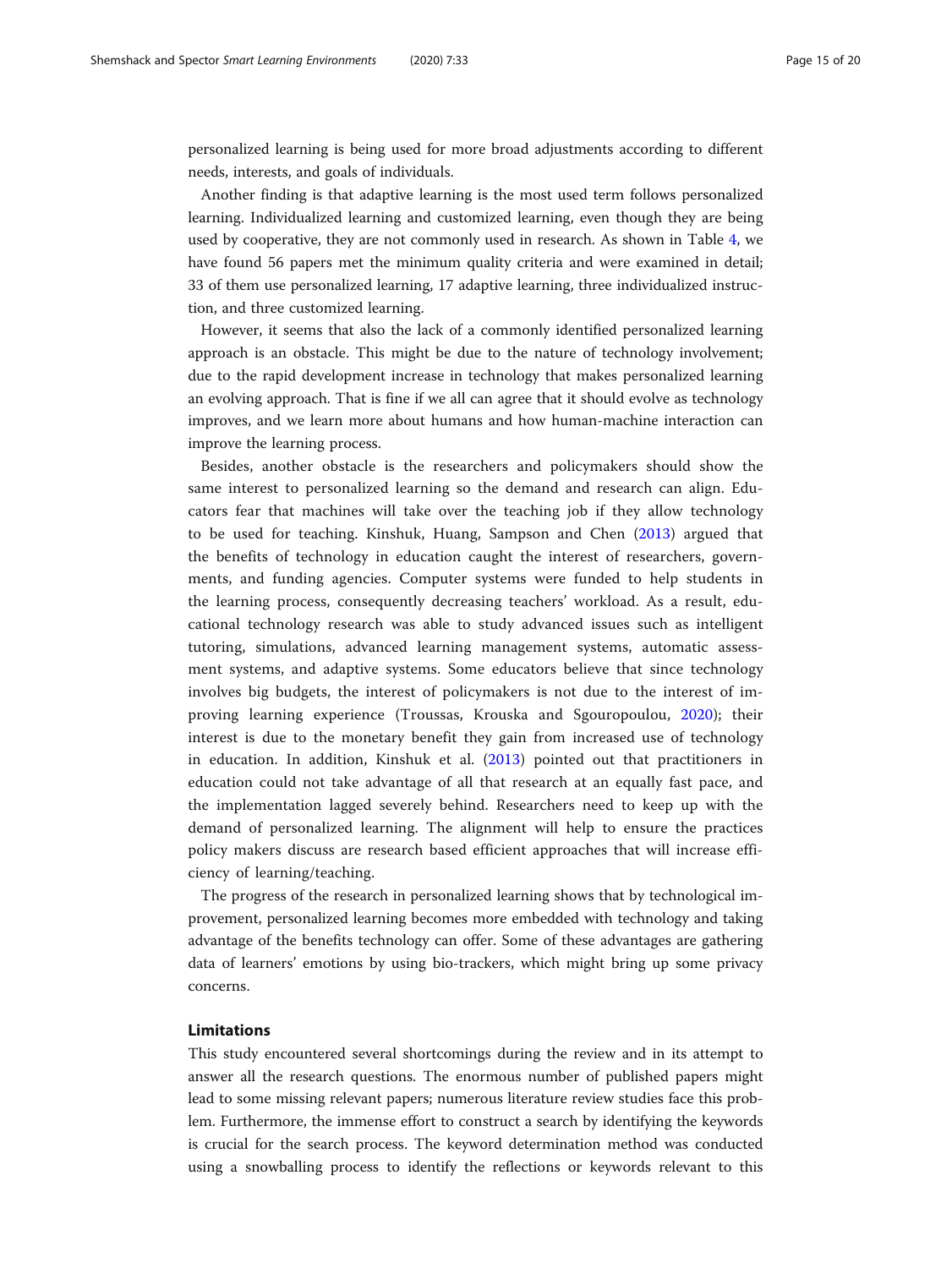personalized learning is being used for more broad adjustments according to different needs, interests, and goals of individuals.

Another finding is that adaptive learning is the most used term follows personalized learning. Individualized learning and customized learning, even though they are being used by cooperative, they are not commonly used in research. As shown in Table 4, we have found 56 papers met the minimum quality criteria and were examined in detail; 33 of them use personalized learning, 17 adaptive learning, three individualized instruction, and three customized learning.

However, it seems that also the lack of a commonly identified personalized learning approach is an obstacle. This might be due to the nature of technology involvement; due to the rapid development increase in technology that makes personalized learning an evolving approach. That is fine if we all can agree that it should evolve as technology improves, and we learn more about humans and how human-machine interaction can improve the learning process.

Besides, another obstacle is the researchers and policymakers should show the same interest to personalized learning so the demand and research can align. Educators fear that machines will take over the teaching job if they allow technology to be used for teaching. Kinshuk, Huang, Sampson and Chen (2013) argued that the benefits of technology in education caught the interest of researchers, governments, and funding agencies. Computer systems were funded to help students in the learning process, consequently decreasing teachers' workload. As a result, educational technology research was able to study advanced issues such as intelligent tutoring, simulations, advanced learning management systems, automatic assessment systems, and adaptive systems. Some educators believe that since technology involves big budgets, the interest of policymakers is not due to the interest of improving learning experience (Troussas, Krouska and Sgouropoulou, 2020); their interest is due to the monetary benefit they gain from increased use of technology in education. In addition, Kinshuk et al. (2013) pointed out that practitioners in education could not take advantage of all that research at an equally fast pace, and the implementation lagged severely behind. Researchers need to keep up with the demand of personalized learning. The alignment will help to ensure the practices policy makers discuss are research based efficient approaches that will increase efficiency of learning/teaching.

The progress of the research in personalized learning shows that by technological improvement, personalized learning becomes more embedded with technology and taking advantage of the benefits technology can offer. Some of these advantages are gathering data of learners' emotions by using bio-trackers, which might bring up some privacy concerns.

## Limitations

This study encountered several shortcomings during the review and in its attempt to answer all the research questions. The enormous number of published papers might lead to some missing relevant papers; numerous literature review studies face this problem. Furthermore, the immense effort to construct a search by identifying the keywords is crucial for the search process. The keyword determination method was conducted using a snowballing process to identify the reflections or keywords relevant to this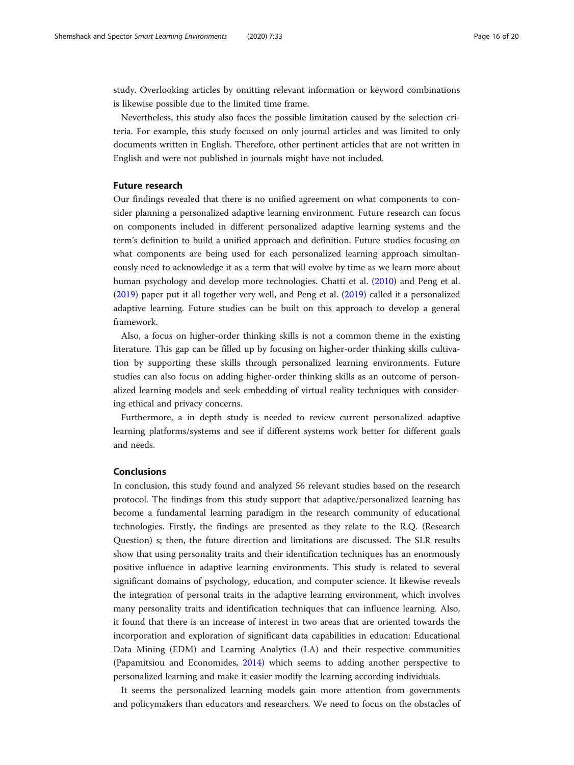study. Overlooking articles by omitting relevant information or keyword combinations is likewise possible due to the limited time frame.

Nevertheless, this study also faces the possible limitation caused by the selection criteria. For example, this study focused on only journal articles and was limited to only documents written in English. Therefore, other pertinent articles that are not written in English and were not published in journals might have not included.

## Future research

Our findings revealed that there is no unified agreement on what components to consider planning a personalized adaptive learning environment. Future research can focus on components included in different personalized adaptive learning systems and the term's definition to build a unified approach and definition. Future studies focusing on what components are being used for each personalized learning approach simultaneously need to acknowledge it as a term that will evolve by time as we learn more about human psychology and develop more technologies. Chatti et al. (2010) and Peng et al. (2019) paper put it all together very well, and Peng et al. (2019) called it a personalized adaptive learning. Future studies can be built on this approach to develop a general framework.

Also, a focus on higher-order thinking skills is not a common theme in the existing literature. This gap can be filled up by focusing on higher-order thinking skills cultivation by supporting these skills through personalized learning environments. Future studies can also focus on adding higher-order thinking skills as an outcome of personalized learning models and seek embedding of virtual reality techniques with considering ethical and privacy concerns.

Furthermore, a in depth study is needed to review current personalized adaptive learning platforms/systems and see if different systems work better for different goals and needs.

## Conclusions

In conclusion, this study found and analyzed 56 relevant studies based on the research protocol. The findings from this study support that adaptive/personalized learning has become a fundamental learning paradigm in the research community of educational technologies. Firstly, the findings are presented as they relate to the R.Q. (Research Question) s; then, the future direction and limitations are discussed. The SLR results show that using personality traits and their identification techniques has an enormously positive influence in adaptive learning environments. This study is related to several significant domains of psychology, education, and computer science. It likewise reveals the integration of personal traits in the adaptive learning environment, which involves many personality traits and identification techniques that can influence learning. Also, it found that there is an increase of interest in two areas that are oriented towards the incorporation and exploration of significant data capabilities in education: Educational Data Mining (EDM) and Learning Analytics (LA) and their respective communities (Papamitsiou and Economides, 2014) which seems to adding another perspective to personalized learning and make it easier modify the learning according individuals.

It seems the personalized learning models gain more attention from governments and policymakers than educators and researchers. We need to focus on the obstacles of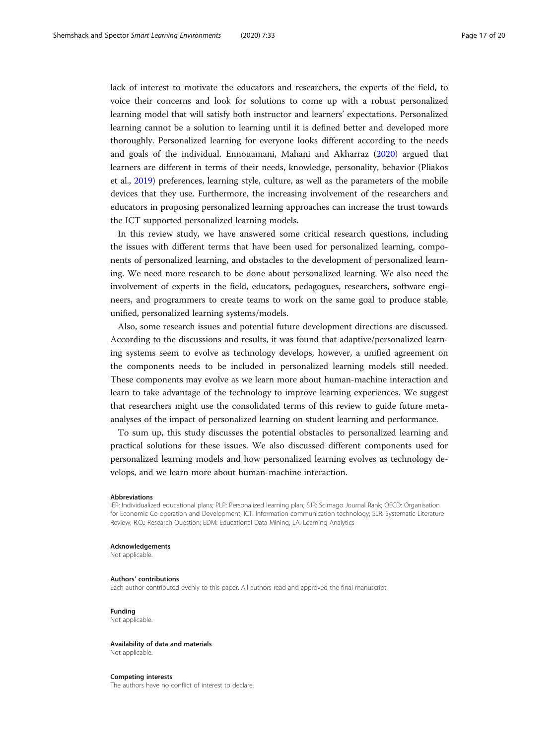lack of interest to motivate the educators and researchers, the experts of the field, to voice their concerns and look for solutions to come up with a robust personalized learning model that will satisfy both instructor and learners' expectations. Personalized learning cannot be a solution to learning until it is defined better and developed more thoroughly. Personalized learning for everyone looks different according to the needs and goals of the individual. Ennouamani, Mahani and Akharraz (2020) argued that learners are different in terms of their needs, knowledge, personality, behavior (Pliakos et al., 2019) preferences, learning style, culture, as well as the parameters of the mobile devices that they use. Furthermore, the increasing involvement of the researchers and educators in proposing personalized learning approaches can increase the trust towards the ICT supported personalized learning models.

In this review study, we have answered some critical research questions, including the issues with different terms that have been used for personalized learning, components of personalized learning, and obstacles to the development of personalized learning. We need more research to be done about personalized learning. We also need the involvement of experts in the field, educators, pedagogues, researchers, software engineers, and programmers to create teams to work on the same goal to produce stable, unified, personalized learning systems/models.

Also, some research issues and potential future development directions are discussed. According to the discussions and results, it was found that adaptive/personalized learning systems seem to evolve as technology develops, however, a unified agreement on the components needs to be included in personalized learning models still needed. These components may evolve as we learn more about human-machine interaction and learn to take advantage of the technology to improve learning experiences. We suggest that researchers might use the consolidated terms of this review to guide future meta-analyses of the impact of personalized learning on student learning and performance.

To sum up, this study discusses the potential obstacles to personalized learning and practical solutions for these issues. We also discussed different components used for personalized learning models and how personalized learning evolves as technology develops, and we learn more about human-machine interaction.

#### Abbreviations

IEP: Individualized educational plans; PLP: Personalized learning plan; SJR: Scimago Journal Rank; OECD: Organisation for Economic Co-operation and Development; ICT: Information communication technology; SLR: Systematic Literature Review; R.Q.: Research Question; EDM: Educational Data Mining; LA: Learning Analytics

#### Acknowledgements

Not applicable.

#### Authors' contributions

Each author contributed evenly to this paper. All authors read and approved the final manuscript.

#### Funding

Not applicable.

#### Availability of data and materials

Not applicable.

#### Competing interests

The authors have no conflict of interest to declare.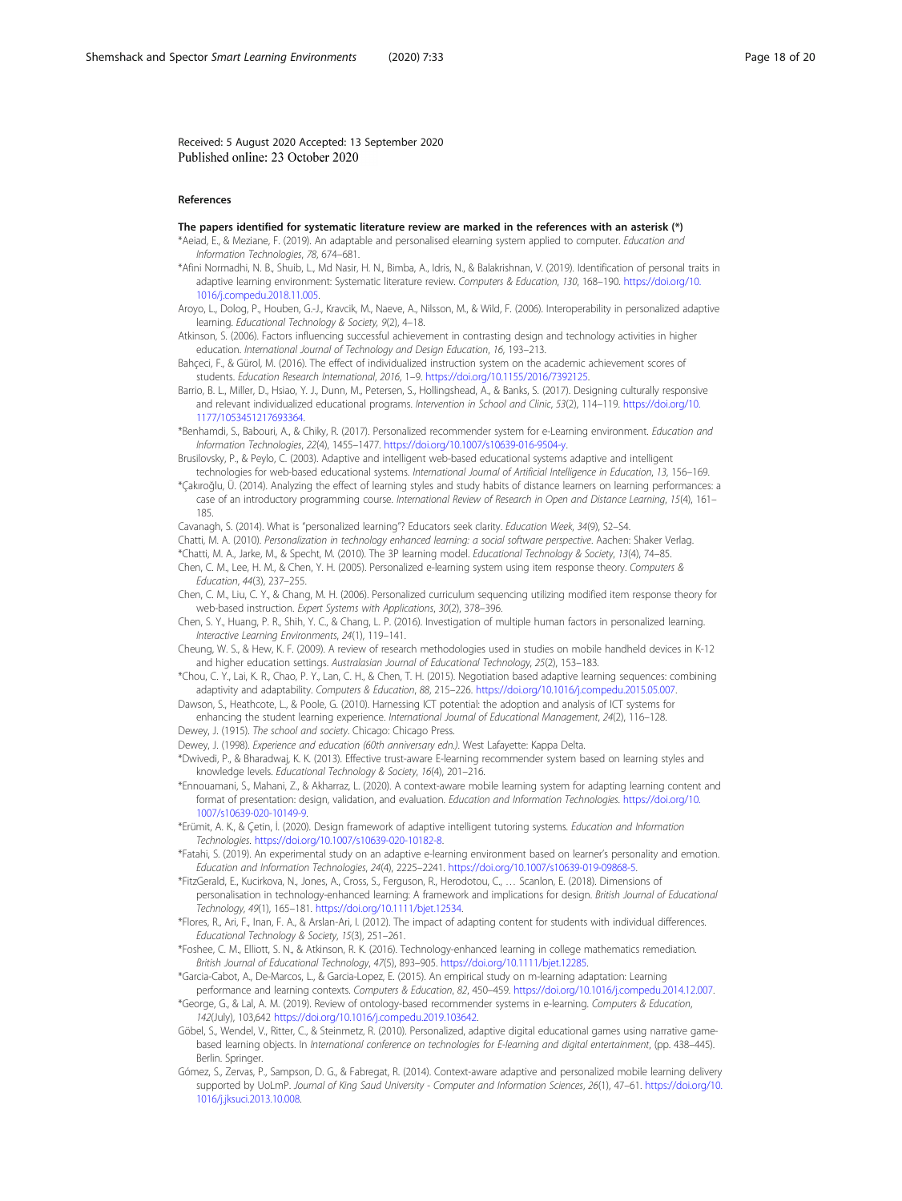Received: 5 August 2020 Accepted: 13 September 2020
Published online: 23 October 2020

#### References

**The papers identified for systematic literature review are marked in the references with an asterisk (*)**

*Aeiad, E., & Meziane, F. (2019). An adaptable and personalised elearning system applied to computer. *Education and Information Technologies*, *78*, 674–681.

*Afini Normadhi, N. B., Shuib, L., Md Nasir, H. N., Bimba, A., Idris, N., & Balakrishnan, V. (2019). Identification of personal traits in adaptive learning environment: Systematic literature review. *Computers & Education*, *130*, 168–190. https://doi.org/10.1016/j.compedu.2018.11.005.

Aroyo, L., Dolog, P., Houben, G.-J., Kravcik, M., Naeve, A., Nilsson, M., & Wild, F. (2006). Interoperability in personalized adaptive learning. *Educational Technology & Society*, *9*(2), 4–18.

Atkinson, S. (2006). Factors influencing successful achievement in contrasting design and technology activities in higher education. *International Journal of Technology and Design Education*, *16*, 193–213.

Bahçeci, F., & Gürol, M. (2016). The effect of individualized instruction system on the academic achievement scores of students. *Education Research International*, *2016*, 1–9. https://doi.org/10.1155/2016/7392125.

Barrio, B. L., Miller, D., Hsiao, Y. J., Dunn, M., Petersen, S., Hollingshead, A., & Banks, S. (2017). Designing culturally responsive and relevant individualized educational programs. *Intervention in School and Clinic*, *53*(2), 114–119. https://doi.org/10.1177/1053451217693364.

*Benhamdi, S., Babouri, A., & Chiky, R. (2017). Personalized recommender system for e-Learning environment. *Education and Information Technologies*, *22*(4), 1455–1477. https://doi.org/10.1007/s10639-016-9504-y.

Brusilovsky, P., & Peylo, C. (2003). Adaptive and intelligent web-based educational systems adaptive and intelligent technologies for web-based educational systems. *International Journal of Artificial Intelligence in Education*, *13*, 156–169.

*Çakıroğlu, Ü. (2014). Analyzing the effect of learning styles and study habits of distance learners on learning performances: a case of an introductory programming course. *International Review of Research in Open and Distance Learning*, *15*(4), 161–185.

Cavanagh, S. (2014). What is "personalized learning"? Educators seek clarity. *Education Week*, *34*(9), S2–S4.

Chatti, M. A. (2010). *Personalization in technology enhanced learning: a social software perspective*. Aachen: Shaker Verlag.

*Chatti, M. A., Jarke, M., & Specht, M. (2010). The 3P learning model. *Educational Technology & Society*, *13*(4), 74–85.

Chen, C. M., Lee, H. M., & Chen, Y. H. (2005). Personalized e-learning system using item response theory. *Computers & Education*, *44*(3), 237–255.

Chen, C. M., Liu, C. Y., & Chang, M. H. (2006). Personalized curriculum sequencing utilizing modified item response theory for web-based instruction. *Expert Systems with Applications*, *30*(2), 378–396.

Chen, S. Y., Huang, P. R., Shih, Y. C., & Chang, L. P. (2016). Investigation of multiple human factors in personalized learning. *Interactive Learning Environments*, *24*(1), 119–141.

Cheung, W. S., & Hew, K. F. (2009). A review of research methodologies used in studies on mobile handheld devices in K-12 and higher education settings. *Australasian Journal of Educational Technology*, *25*(2), 153–183.

*Chou, C. Y., Lai, K. R., Chao, P. Y., Lan, C. H., & Chen, T. H. (2015). Negotiation based adaptive learning sequences: combining adaptivity and adaptability. *Computers & Education*, *88*, 215–226. https://doi.org/10.1016/j.compedu.2015.05.007.

Dawson, S., Heathcote, L., & Poole, G. (2010). Harnessing ICT potential: the adoption and analysis of ICT systems for enhancing the student learning experience. *International Journal of Educational Management*, *24*(2), 116–128.

Dewey, J. (1915). *The school and society*. Chicago: Chicago Press.

Dewey, J. (1998). *Experience and education (60th anniversary edn.)*. West Lafayette: Kappa Delta.

*Dwivedi, P., & Bharadwaj, K. K. (2013). Effective trust-aware E-learning recommender system based on learning styles and knowledge levels. *Educational Technology & Society*, *16*(4), 201–216.

*Ennouamani, S., Mahani, Z., & Akharraz, L. (2020). A context-aware mobile learning system for adapting learning content and format of presentation: design, validation, and evaluation. *Education and Information Technologies*. https://doi.org/10.1007/s10639-020-10149-9.

*Erümit, A. K., & Çetin, İ. (2020). Design framework of adaptive intelligent tutoring systems. *Education and Information Technologies*. https://doi.org/10.1007/s10639-020-10182-8.

*Fatahi, S. (2019). An experimental study on an adaptive e-learning environment based on learner's personality and emotion. *Education and Information Technologies*, *24*(4), 2225–2241. https://doi.org/10.1007/s10639-019-09868-5.

*FitzGerald, E., Kucirkova, N., Jones, A., Cross, S., Ferguson, R., Herodotou, C., … Scanlon, E. (2018). Dimensions of personalisation in technology-enhanced learning: A framework and implications for design. *British Journal of Educational Technology*, *49*(1), 165–181. https://doi.org/10.1111/bjet.12534.

*Flores, R., Ari, F., Inan, F. A., & Arslan-Ari, I. (2012). The impact of adapting content for students with individual differences. *Educational Technology & Society*, *15*(3), 251–261.

*Foshee, C. M., Elliott, S. N., & Atkinson, R. K. (2016). Technology-enhanced learning in college mathematics remediation. *British Journal of Educational Technology*, *47*(5), 893–905. https://doi.org/10.1111/bjet.12285.

*Garcia-Cabot, A., De-Marcos, L., & Garcia-Lopez, E. (2015). An empirical study on m-learning adaptation: Learning performance and learning contexts. *Computers & Education*, *82*, 450–459. https://doi.org/10.1016/j.compedu.2014.12.007.

*George, G., & Lal, A. M. (2019). Review of ontology-based recommender systems in e-learning. *Computers & Education*, *142*(July), 103,642 https://doi.org/10.1016/j.compedu.2019.103642.

Göbel, S., Wendel, V., Ritter, C., & Steinmetz, R. (2010). Personalized, adaptive digital educational games using narrative game-based learning objects. In *International conference on technologies for E-learning and digital entertainment*, (pp. 438–445). Berlin. Springer.

Gómez, S., Zervas, P., Sampson, D. G., & Fabregat, R. (2014). Context-aware adaptive and personalized mobile learning delivery supported by UoLmP. *Journal of King Saud University - Computer and Information Sciences*, *26*(1), 47–61. https://doi.org/10.1016/j.jksuci.2013.10.008.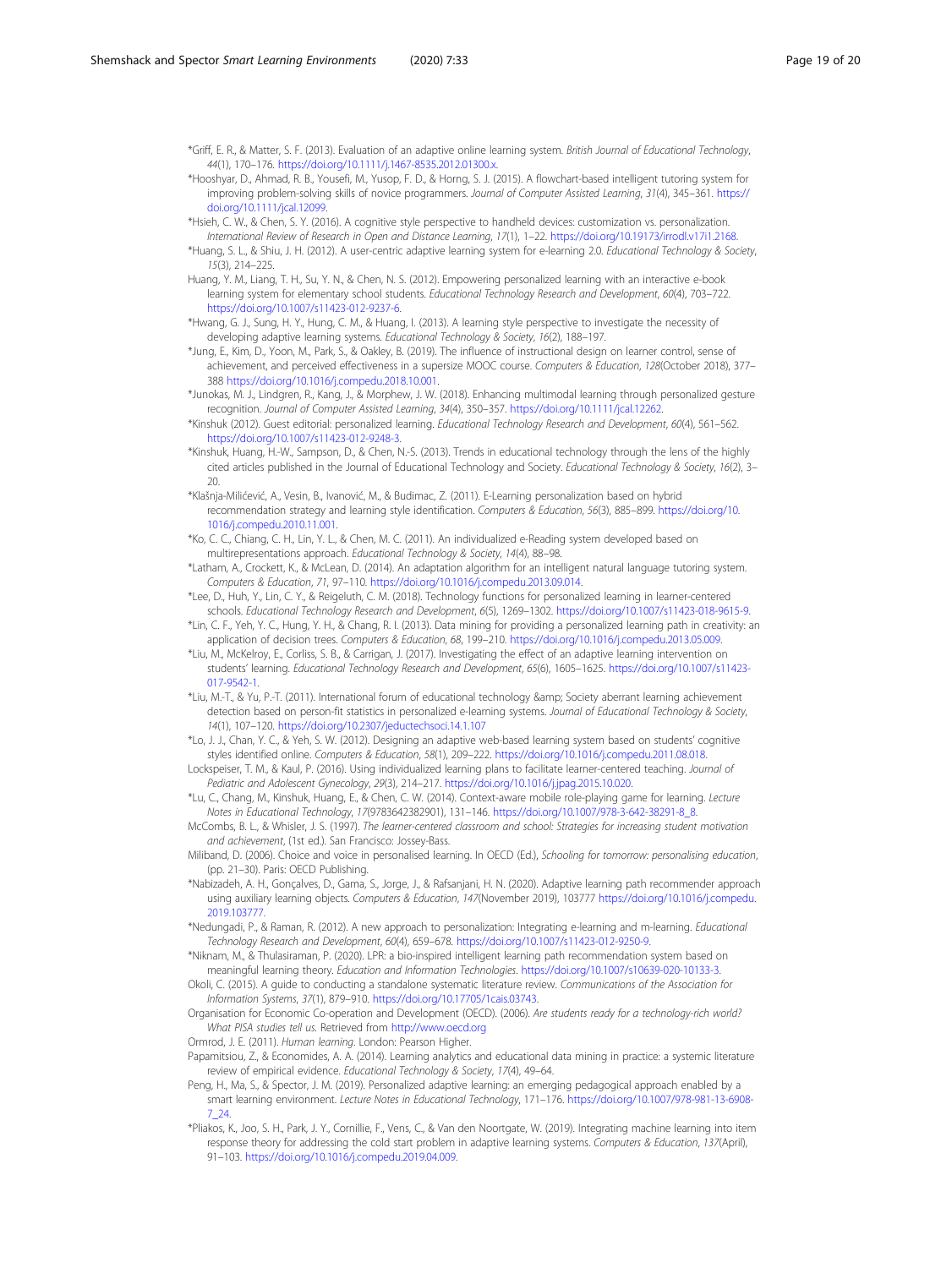*Griff, E. R., & Matter, S. F. (2013). Evaluation of an adaptive online learning system. *British Journal of Educational Technology*, *44*(1), 170–176. https://doi.org/10.1111/j.1467-8535.2012.01300.x.

*Hooshyar, D., Ahmad, R. B., Yousefi, M., Yusop, F. D., & Horng, S. J. (2015). A flowchart-based intelligent tutoring system for improving problem-solving skills of novice programmers. *Journal of Computer Assisted Learning*, *31*(4), 345–361. https://doi.org/10.1111/jcal.12099.

*Hsieh, C. W., & Chen, S. Y. (2016). A cognitive style perspective to handheld devices: customization vs. personalization. *International Review of Research in Open and Distance Learning*, *17*(1), 1–22. https://doi.org/10.19173/irrodl.v17i1.2168.

*Huang, S. L., & Shiu, J. H. (2012). A user-centric adaptive learning system for e-learning 2.0. *Educational Technology & Society*, *15*(3), 214–225.

Huang, Y. M., Liang, T. H., Su, Y. N., & Chen, N. S. (2012). Empowering personalized learning with an interactive e-book learning system for elementary school students. *Educational Technology Research and Development*, *60*(4), 703–722. https://doi.org/10.1007/s11423-012-9237-6.

*Hwang, G. J., Sung, H. Y., Hung, C. M., & Huang, I. (2013). A learning style perspective to investigate the necessity of developing adaptive learning systems. *Educational Technology & Society*, *16*(2), 188–197.

*Jung, E., Kim, D., Yoon, M., Park, S., & Oakley, B. (2019). The influence of instructional design on learner control, sense of achievement, and perceived effectiveness in a supersize MOOC course. *Computers & Education*, *128*(October 2018), 377–388 https://doi.org/10.1016/j.compedu.2018.10.001.

*Junokas, M. J., Lindgren, R., Kang, J., & Morphew, J. W. (2018). Enhancing multimodal learning through personalized gesture recognition. *Journal of Computer Assisted Learning*, *34*(4), 350–357. https://doi.org/10.1111/jcal.12262.

*Kinshuk (2012). Guest editorial: personalized learning. *Educational Technology Research and Development*, *60*(4), 561–562. https://doi.org/10.1007/s11423-012-9248-3.

*Kinshuk, Huang, H.-W., Sampson, D., & Chen, N.-S. (2013). Trends in educational technology through the lens of the highly cited articles published in the Journal of Educational Technology and Society. *Educational Technology & Society*, *16*(2), 3–20.

*Klašnja-Milićević, A., Vesin, B., Ivanović, M., & Budimac, Z. (2011). E-Learning personalization based on hybrid recommendation strategy and learning style identification. *Computers & Education*, *56*(3), 885–899. https://doi.org/10.1016/j.compedu.2010.11.001.

*Ko, C. C., Chiang, C. H., Lin, Y. L., & Chen, M. C. (2011). An individualized e-Reading system developed based on multirepresentations approach. *Educational Technology & Society*, *14*(4), 88–98.

*Latham, A., Crockett, K., & McLean, D. (2014). An adaptation algorithm for an intelligent natural language tutoring system. *Computers & Education*, *71*, 97–110. https://doi.org/10.1016/j.compedu.2013.09.014.

*Lee, D., Huh, Y., Lin, C. Y., & Reigeluth, C. M. (2018). Technology functions for personalized learning in learner-centered schools. *Educational Technology Research and Development*, *6*(5), 1269–1302. https://doi.org/10.1007/s11423-018-9615-9.

*Lin, C. F., Yeh, Y. C., Hung, Y. H., & Chang, R. I. (2013). Data mining for providing a personalized learning path in creativity: an application of decision trees. *Computers & Education*, *68*, 199–210. https://doi.org/10.1016/j.compedu.2013.05.009.

*Liu, M., McKelroy, E., Corliss, S. B., & Carrigan, J. (2017). Investigating the effect of an adaptive learning intervention on students' learning. *Educational Technology Research and Development*, *65*(6), 1605–1625. https://doi.org/10.1007/s11423-017-9542-1.

*Liu, M.-T., & Yu, P.-T. (2011). International forum of educational technology &amp; Society aberrant learning achievement detection based on person-fit statistics in personalized e-learning systems. *Journal of Educational Technology & Society*, *14*(1), 107–120. https://doi.org/10.2307/jeductechsoci.14.1.107

*Lo, J. J., Chan, Y. C., & Yeh, S. W. (2012). Designing an adaptive web-based learning system based on students' cognitive styles identified online. *Computers & Education*, *58*(1), 209–222. https://doi.org/10.1016/j.compedu.2011.08.018.

Lockspeiser, T. M., & Kaul, P. (2016). Using individualized learning plans to facilitate learner-centered teaching. *Journal of Pediatric and Adolescent Gynecology*, *29*(3), 214–217. https://doi.org/10.1016/j.jpag.2015.10.020.

*Lu, C., Chang, M., Kinshuk, Huang, E., & Chen, C. W. (2014). Context-aware mobile role-playing game for learning. *Lecture Notes in Educational Technology*, *17*(9783642382901), 131–146. https://doi.org/10.1007/978-3-642-38291-8_8.

McCombs, B. L., & Whisler, J. S. (1997). *The learner-centered classroom and school: Strategies for increasing student motivation and achievement*, (1st ed.). San Francisco: Jossey-Bass.

Miliband, D. (2006). Choice and voice in personalised learning. In OECD (Ed.), *Schooling for tomorrow: personalising education*, (pp. 21–30). Paris: OECD Publishing.

*Nabizadeh, A. H., Gonçalves, D., Gama, S., Jorge, J., & Rafsanjani, H. N. (2020). Adaptive learning path recommender approach using auxiliary learning objects. *Computers & Education*, *147*(November 2019), 103777 https://doi.org/10.1016/j.compedu.2019.103777.

*Nedungadi, P., & Raman, R. (2012). A new approach to personalization: Integrating e-learning and m-learning. *Educational Technology Research and Development*, *60*(4), 659–678. https://doi.org/10.1007/s11423-012-9250-9.

*Niknam, M., & Thulasiraman, P. (2020). LPR: a bio-inspired intelligent learning path recommendation system based on meaningful learning theory. *Education and Information Technologies*. https://doi.org/10.1007/s10639-020-10133-3.

Okoli, C. (2015). A guide to conducting a standalone systematic literature review. *Communications of the Association for Information Systems*, *37*(1), 879–910. https://doi.org/10.17705/1cais.03743.

Organisation for Economic Co-operation and Development (OECD). (2006). *Are students ready for a technology-rich world? What PISA studies tell us*. Retrieved from http://www.oecd.org

Ormrod, J. E. (2011). *Human learning*. London: Pearson Higher.

Papamitsiou, Z., & Economides, A. A. (2014). Learning analytics and educational data mining in practice: a systemic literature review of empirical evidence. *Educational Technology & Society*, *17*(4), 49–64.

Peng, H., Ma, S., & Spector, J. M. (2019). Personalized adaptive learning: an emerging pedagogical approach enabled by a smart learning environment. *Lecture Notes in Educational Technology*, 171–176. https://doi.org/10.1007/978-981-13-6908-7_24.

*Pliakos, K., Joo, S. H., Park, J. Y., Cornillie, F., Vens, C., & Van den Noortgate, W. (2019). Integrating machine learning into item response theory for addressing the cold start problem in adaptive learning systems. *Computers & Education*, *137*(April), 91–103. https://doi.org/10.1016/j.compedu.2019.04.009.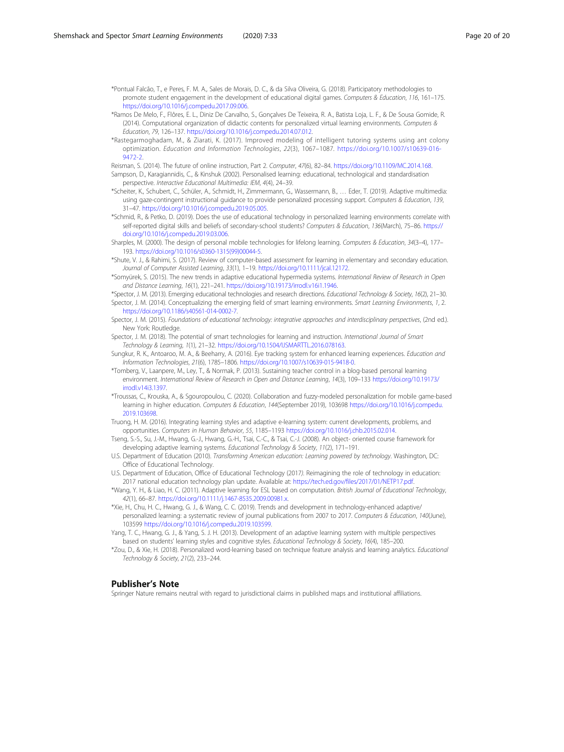*Pontual Falcão, T., e Peres, F. M. A., Sales de Morais, D. C., & da Silva Oliveira, G. (2018). Participatory methodologies to promote student engagement in the development of educational digital games. *Computers & Education*, *116*, 161–175. https://doi.org/10.1016/j.compedu.2017.09.006.

*Ramos De Melo, F., Flôres, E. L., Diniz De Carvalho, S., Gonçalves De Teixeira, R. A., Batista Loja, L. F., & De Sousa Gomide, R. (2014). Computational organization of didactic contents for personalized virtual learning environments. *Computers & Education*, *79*, 126–137. https://doi.org/10.1016/j.compedu.2014.07.012.

*Rastegarmoghadam, M., & Ziarati, K. (2017). Improved modeling of intelligent tutoring systems using ant colony optimization. *Education and Information Technologies*, *22*(3), 1067–1087. https://doi.org/10.1007/s10639-016-9472-2.

Reisman, S. (2014). The future of online instruction, Part 2. *Computer*, *47*(6), 82–84. https://doi.org/10.1109/MC.2014.168.

Sampson, D., Karagiannidis, C., & Kinshuk (2002). Personalised learning: educational, technological and standardisation perspective. *Interactive Educational Multimedia: IEM*, *4*(4), 24–39.

*Scheiter, K., Schubert, C., Schüler, A., Schmidt, H., Zimmermann, G., Wassermann, B., … Eder, T. (2019). Adaptive multimedia: using gaze-contingent instructional guidance to provide personalized processing support. *Computers & Education*, *139*, 31–47. https://doi.org/10.1016/j.compedu.2019.05.005.

*Schmid, R., & Petko, D. (2019). Does the use of educational technology in personalized learning environments correlate with self-reported digital skills and beliefs of secondary-school students? *Computers & Education*, *136*(March), 75–86. https://doi.org/10.1016/j.compedu.2019.03.006.

Sharples, M. (2000). The design of personal mobile technologies for lifelong learning. *Computers & Education*, *34*(3–4), 177–193. https://doi.org/10.1016/s0360-1315(99)00044-5.

*Shute, V. J., & Rahimi, S. (2017). Review of computer-based assessment for learning in elementary and secondary education. *Journal of Computer Assisted Learning*, *33*(1), 1–19. https://doi.org/10.1111/jcal.12172.

*Somyürek, S. (2015). The new trends in adaptive educational hypermedia systems. *International Review of Research in Open and Distance Learning*, *16*(1), 221–241. https://doi.org/10.19173/irrodl.v16i1.1946.

*Spector, J. M. (2013). Emerging educational technologies and research directions. *Educational Technology & Society*, *16*(2), 21–30.

Spector, J. M. (2014). Conceptualizing the emerging field of smart learning environments. *Smart Learning Environments*, *1*, 2. https://doi.org/10.1186/s40561-014-0002-7.

Spector, J. M. (2015). *Foundations of educational technology: integrative approaches and interdisciplinary perspectives*, (2nd ed.). New York: Routledge.

Spector, J. M. (2018). The potential of smart technologies for learning and instruction. *International Journal of Smart Technology & Learning*, *1*(1), 21–32. https://doi.org/10.1504/IJSMARTTL.2016.078163.

Sungkur, R. K., Antoaroo, M. A., & Beeharry, A. (2016). Eye tracking system for enhanced learning experiences. *Education and Information Technologies*, *21*(6), 1785–1806. https://doi.org/10.1007/s10639-015-9418-0.

*Tomberg, V., Laanpere, M., Ley, T., & Normak, P. (2013). Sustaining teacher control in a blog-based personal learning environment. *International Review of Research in Open and Distance Learning*, *14*(3), 109–133 https://doi.org/10.19173/irrodl.v14i3.1397.

*Troussas, C., Krouska, A., & Sgouropoulou, C. (2020). Collaboration and fuzzy-modeled personalization for mobile game-based learning in higher education. *Computers & Education*, *144*(September 2019), 103698 https://doi.org/10.1016/j.compedu.2019.103698.

Truong, H. M. (2016). Integrating learning styles and adaptive e-learning system: current developments, problems, and opportunities. *Computers in Human Behavior*, *55*, 1185–1193 https://doi.org/10.1016/j.chb.2015.02.014.

Tseng, S.-S., Su, J.-M., Hwang, G.-J., Hwang, G.-H., Tsai, C.-C., & Tsai, C.-J. (2008). An object- oriented course framework for developing adaptive learning systems. *Educational Technology & Society*, *11*(2), 171–191.

U.S. Department of Education (2010). *Transforming American education: Learning powered by technology*. Washington, DC: Office of Educational Technology.

U.S. Department of Education, Office of Educational Technology (2017). Reimagining the role of technology in education: 2017 national education technology plan update. Available at: https://tech.ed.gov/files/2017/01/NETP17.pdf.

*Wang, Y. H., & Liao, H. C. (2011). Adaptive learning for ESL based on computation. *British Journal of Educational Technology*, *42*(1), 66–87. https://doi.org/10.1111/j.1467-8535.2009.00981.x.

*Xie, H., Chu, H. C., Hwang, G. J., & Wang, C. C. (2019). Trends and development in technology-enhanced adaptive/personalized learning: a systematic review of journal publications from 2007 to 2017. *Computers & Education*, *140*(June), 103599 https://doi.org/10.1016/j.compedu.2019.103599.

Yang, T. C., Hwang, G. J., & Yang, S. J. H. (2013). Development of an adaptive learning system with multiple perspectives based on students' learning styles and cognitive styles. *Educational Technology & Society*, *16*(4), 185–200.

*Zou, D., & Xie, H. (2018). Personalized word-learning based on technique feature analysis and learning analytics. *Educational Technology & Society*, *21*(2), 233–244.

## Publisher's Note

Springer Nature remains neutral with regard to jurisdictional claims in published maps and institutional affiliations.